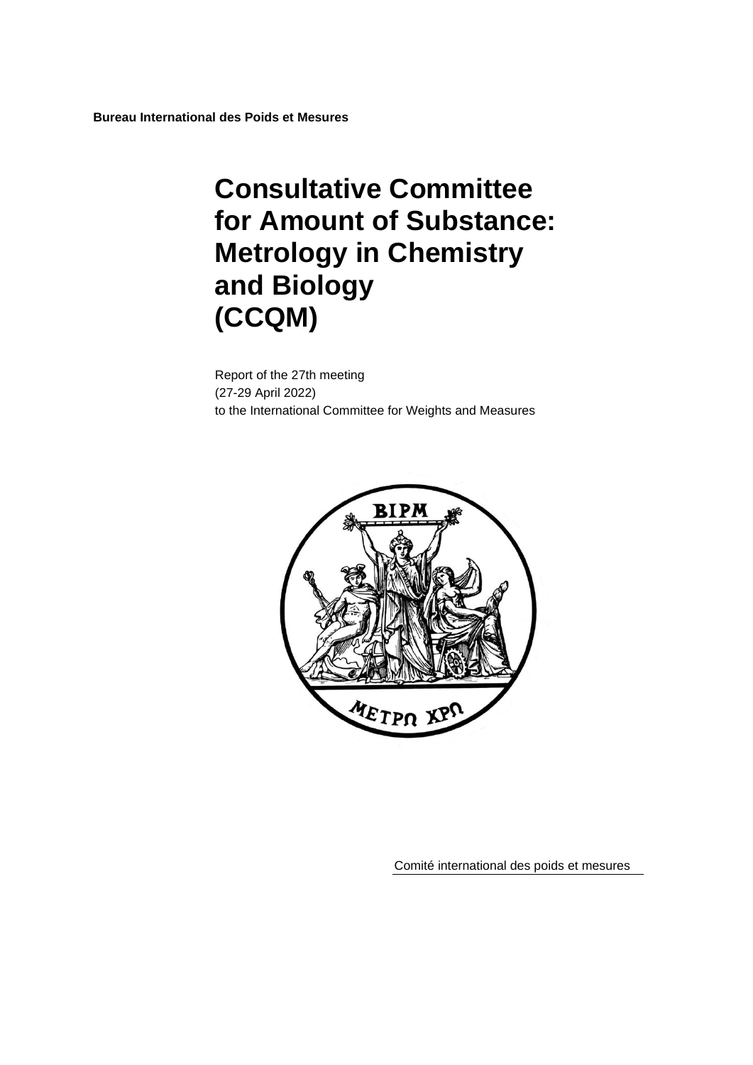**Bureau International des Poids et Mesures**

# Consultative Committee for Amount of Substance: Metrology in Chemistry and Biology (CCQM)

Report of the 27th meeting
(27-29 April 2022)
to the International Committee for Weights and Measures

Comité international des poids et mesures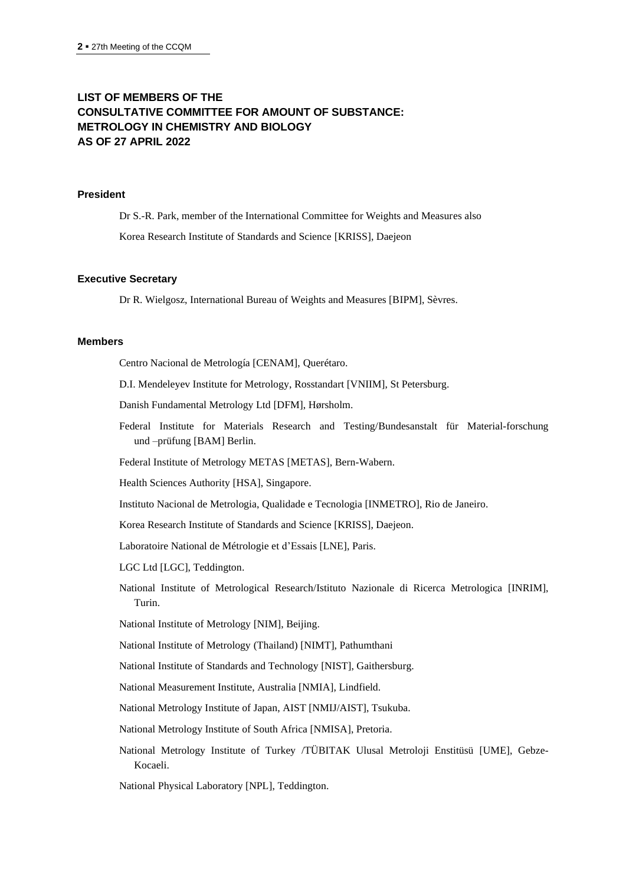## LIST OF MEMBERS OF THE CONSULTATIVE COMMITTEE FOR AMOUNT OF SUBSTANCE: METROLOGY IN CHEMISTRY AND BIOLOGY AS OF 27 APRIL 2022

### President

Dr S.-R. Park, member of the International Committee for Weights and Measures also

Korea Research Institute of Standards and Science [KRISS], Daejeon

### Executive Secretary

Dr R. Wielgosz, International Bureau of Weights and Measures [BIPM], Sèvres.

### Members

Centro Nacional de Metrología [CENAM], Querétaro.

D.I. Mendeleyev Institute for Metrology, Rosstandart [VNIIM], St Petersburg.

Danish Fundamental Metrology Ltd [DFM], Hørsholm.

Federal Institute for Materials Research and Testing/Bundesanstalt für Material-forschung und –prüfung [BAM] Berlin.

Federal Institute of Metrology METAS [METAS], Bern-Wabern.

Health Sciences Authority [HSA], Singapore.

Instituto Nacional de Metrologia, Qualidade e Tecnologia [INMETRO], Rio de Janeiro.

Korea Research Institute of Standards and Science [KRISS], Daejeon.

Laboratoire National de Métrologie et d'Essais [LNE], Paris.

LGC Ltd [LGC], Teddington.

National Institute of Metrological Research/Istituto Nazionale di Ricerca Metrologica [INRIM], Turin.

National Institute of Metrology [NIM], Beijing.

National Institute of Metrology (Thailand) [NIMT], Pathumthani

National Institute of Standards and Technology [NIST], Gaithersburg.

National Measurement Institute, Australia [NMIA], Lindfield.

National Metrology Institute of Japan, AIST [NMIJ/AIST], Tsukuba.

National Metrology Institute of South Africa [NMISA], Pretoria.

National Metrology Institute of Turkey /TÜBITAK Ulusal Metroloji Enstitüsü [UME], Gebze-Kocaeli.

National Physical Laboratory [NPL], Teddington.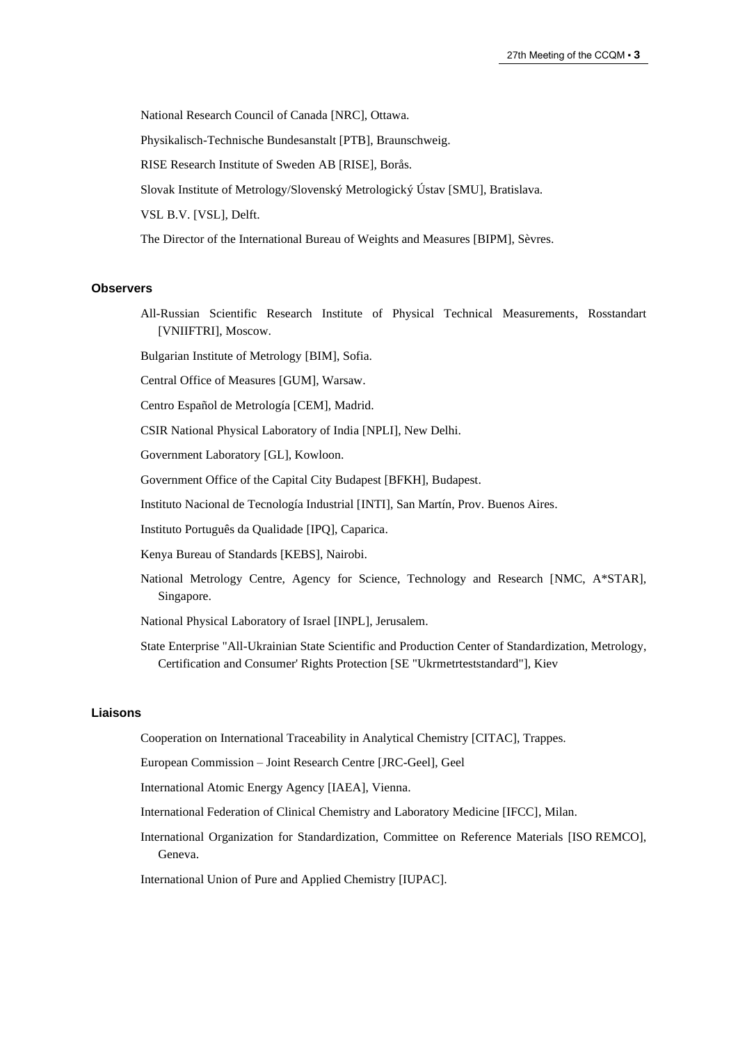National Research Council of Canada [NRC], Ottawa.

Physikalisch-Technische Bundesanstalt [PTB], Braunschweig.

RISE Research Institute of Sweden AB [RISE], Borås.

Slovak Institute of Metrology/Slovenský Metrologický Ústav [SMU], Bratislava.

VSL B.V. [VSL], Delft.

The Director of the International Bureau of Weights and Measures [BIPM], Sèvres.

### Observers

All-Russian Scientific Research Institute of Physical Technical Measurements, Rosstandart [VNIIFTRI], Moscow.

Bulgarian Institute of Metrology [BIM], Sofia.

Central Office of Measures [GUM], Warsaw.

Centro Español de Metrología [CEM], Madrid.

CSIR National Physical Laboratory of India [NPLI], New Delhi.

Government Laboratory [GL], Kowloon.

Government Office of the Capital City Budapest [BFKH], Budapest.

Instituto Nacional de Tecnología Industrial [INTI], San Martín, Prov. Buenos Aires.

Instituto Português da Qualidade [IPQ], Caparica.

Kenya Bureau of Standards [KEBS], Nairobi.

National Metrology Centre, Agency for Science, Technology and Research [NMC, A*STAR], Singapore.

National Physical Laboratory of Israel [INPL], Jerusalem.

State Enterprise "All-Ukrainian State Scientific and Production Center of Standardization, Metrology, Certification and Consumer' Rights Protection [SE "Ukrmetrteststandard"], Kiev

### Liaisons

Cooperation on International Traceability in Analytical Chemistry [CITAC], Trappes.

European Commission – Joint Research Centre [JRC-Geel], Geel

International Atomic Energy Agency [IAEA], Vienna.

International Federation of Clinical Chemistry and Laboratory Medicine [IFCC], Milan.

International Organization for Standardization, Committee on Reference Materials [ISO REMCO], Geneva.

International Union of Pure and Applied Chemistry [IUPAC].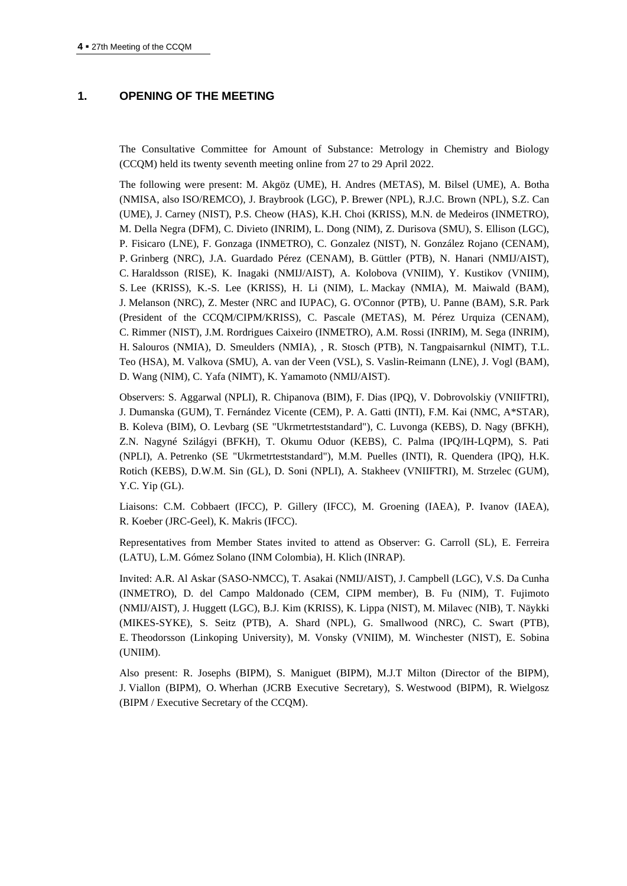## 1. OPENING OF THE MEETING

The Consultative Committee for Amount of Substance: Metrology in Chemistry and Biology (CCQM) held its twenty seventh meeting online from 27 to 29 April 2022.

The following were present: M. Akgöz (UME), H. Andres (METAS), M. Bilsel (UME), A. Botha (NMISA, also ISO/REMCO), J. Braybrook (LGC), P. Brewer (NPL), R.J.C. Brown (NPL), S.Z. Can (UME), J. Carney (NIST), P.S. Cheow (HAS), K.H. Choi (KRISS), M.N. de Medeiros (INMETRO), M. Della Negra (DFM), C. Divieto (INRIM), L. Dong (NIM), Z. Durisova (SMU), S. Ellison (LGC), P. Fisicaro (LNE), F. Gonzaga (INMETRO), C. Gonzalez (NIST), N. González Rojano (CENAM), P. Grinberg (NRC), J.A. Guardado Pérez (CENAM), B. Güttler (PTB), N. Hanari (NMIJ/AIST), C. Haraldsson (RISE), K. Inagaki (NMIJ/AIST), A. Kolobova (VNIIM), Y. Kustikov (VNIIM), S. Lee (KRISS), K.-S. Lee (KRISS), H. Li (NIM), L. Mackay (NMIA), M. Maiwald (BAM), J. Melanson (NRC), Z. Mester (NRC and IUPAC), G. O'Connor (PTB), U. Panne (BAM), S.R. Park (President of the CCQM/CIPM/KRISS), C. Pascale (METAS), M. Pérez Urquiza (CENAM), C. Rimmer (NIST), J.M. Rordrigues Caixeiro (INMETRO), A.M. Rossi (INRIM), M. Sega (INRIM), H. Salouros (NMIA), D. Smeulders (NMIA), , R. Stosch (PTB), N. Tangpaisarnkul (NIMT), T.L. Teo (HSA), M. Valkova (SMU), A. van der Veen (VSL), S. Vaslin-Reimann (LNE), J. Vogl (BAM), D. Wang (NIM), C. Yafa (NIMT), K. Yamamoto (NMIJ/AIST).

Observers: S. Aggarwal (NPLI), R. Chipanova (BIM), F. Dias (IPQ), V. Dobrovolskiy (VNIIFTRI), J. Dumanska (GUM), T. Fernández Vicente (CEM), P. A. Gatti (INTI), F.M. Kai (NMC, A*STAR), B. Koleva (BIM), O. Levbarg (SE "Ukrmetrteststandard"), C. Luvonga (KEBS), D. Nagy (BFKH), Z.N. Nagyné Szilágyi (BFKH), T. Okumu Oduor (KEBS), C. Palma (IPQ/IH-LQPM), S. Pati (NPLI), A. Petrenko (SE "Ukrmetrteststandard"), M.M. Puelles (INTI), R. Quendera (IPQ), H.K. Rotich (KEBS), D.W.M. Sin (GL), D. Soni (NPLI), A. Stakheev (VNIIFTRI), M. Strzelec (GUM), Y.C. Yip (GL).

Liaisons: C.M. Cobbaert (IFCC), P. Gillery (IFCC), M. Groening (IAEA), P. Ivanov (IAEA), R. Koeber (JRC-Geel), K. Makris (IFCC).

Representatives from Member States invited to attend as Observer: G. Carroll (SL), E. Ferreira (LATU), L.M. Gómez Solano (INM Colombia), H. Klich (INRAP).

Invited: A.R. Al Askar (SASO-NMCC), T. Asakai (NMIJ/AIST), J. Campbell (LGC), V.S. Da Cunha (INMETRO), D. del Campo Maldonado (CEM, CIPM member), B. Fu (NIM), T. Fujimoto (NMIJ/AIST), J. Huggett (LGC), B.J. Kim (KRISS), K. Lippa (NIST), M. Milavec (NIB), T. Näykki (MIKES-SYKE), S. Seitz (PTB), A. Shard (NPL), G. Smallwood (NRC), C. Swart (PTB), E. Theodorsson (Linkoping University), M. Vonsky (VNIIM), M. Winchester (NIST), E. Sobina (UNIIM).

Also present: R. Josephs (BIPM), S. Maniguet (BIPM), M.J.T Milton (Director of the BIPM), J. Viallon (BIPM), O. Wherhan (JCRB Executive Secretary), S. Westwood (BIPM), R. Wielgosz (BIPM / Executive Secretary of the CCQM).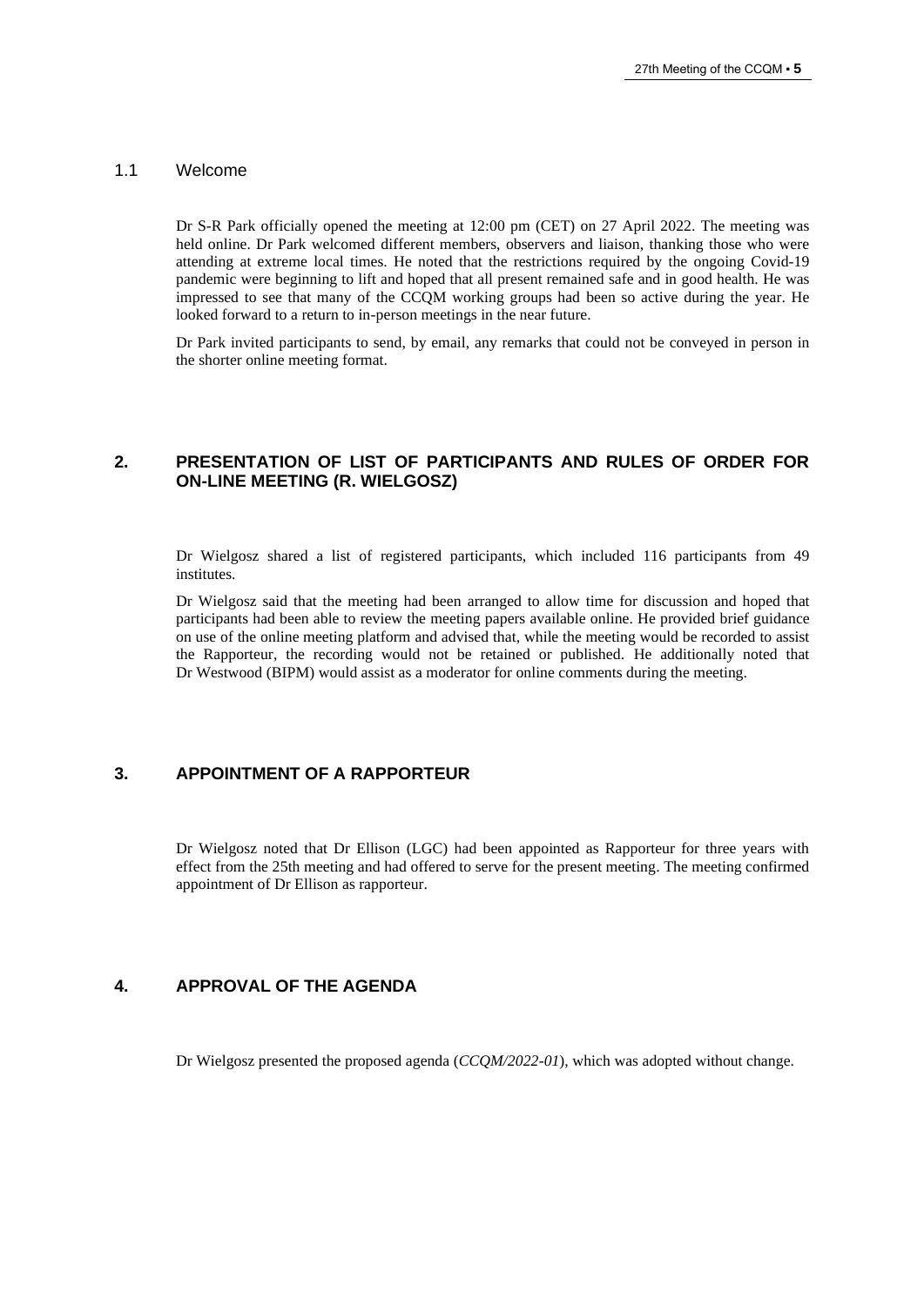### 1.1 Welcome

Dr S-R Park officially opened the meeting at 12:00 pm (CET) on 27 April 2022. The meeting was held online. Dr Park welcomed different members, observers and liaison, thanking those who were attending at extreme local times. He noted that the restrictions required by the ongoing Covid-19 pandemic were beginning to lift and hoped that all present remained safe and in good health. He was impressed to see that many of the CCQM working groups had been so active during the year. He looked forward to a return to in-person meetings in the near future.

Dr Park invited participants to send, by email, any remarks that could not be conveyed in person in the shorter online meeting format.

## 2. PRESENTATION OF LIST OF PARTICIPANTS AND RULES OF ORDER FOR ON-LINE MEETING (R. WIELGOSZ)

Dr Wielgosz shared a list of registered participants, which included 116 participants from 49 institutes.

Dr Wielgosz said that the meeting had been arranged to allow time for discussion and hoped that participants had been able to review the meeting papers available online. He provided brief guidance on use of the online meeting platform and advised that, while the meeting would be recorded to assist the Rapporteur, the recording would not be retained or published. He additionally noted that Dr Westwood (BIPM) would assist as a moderator for online comments during the meeting.

## 3. APPOINTMENT OF A RAPPORTEUR

Dr Wielgosz noted that Dr Ellison (LGC) had been appointed as Rapporteur for three years with effect from the 25th meeting and had offered to serve for the present meeting. The meeting confirmed appointment of Dr Ellison as rapporteur.

## 4. APPROVAL OF THE AGENDA

Dr Wielgosz presented the proposed agenda (*CCQM/2022-01*), which was adopted without change.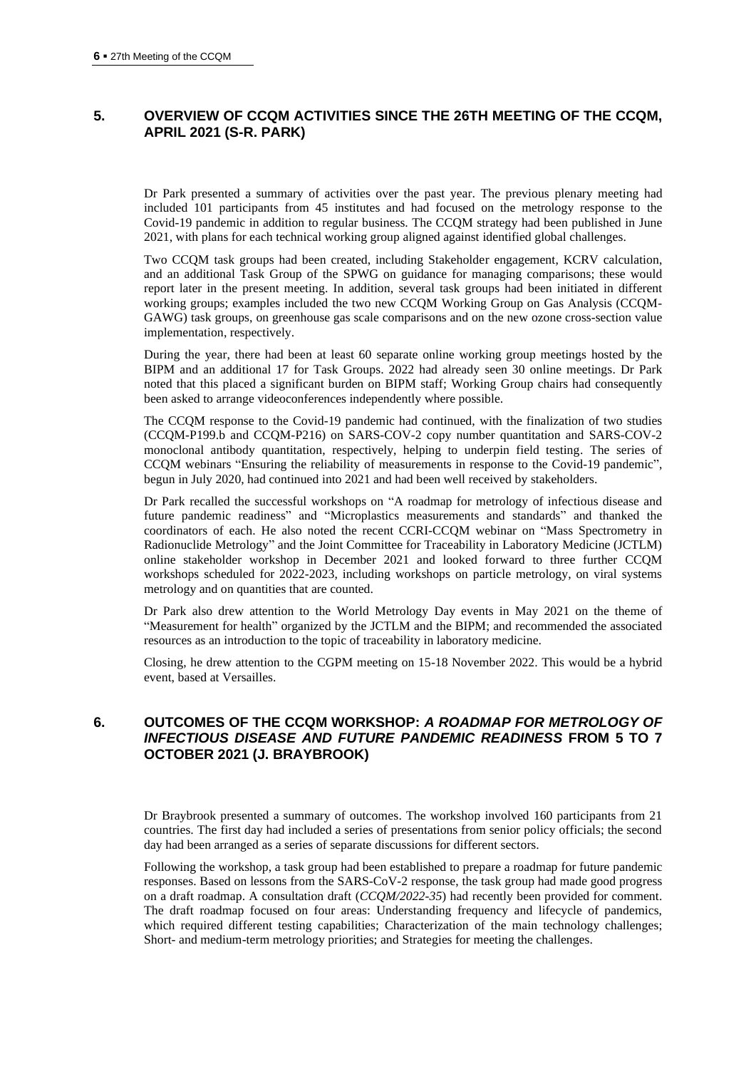## 5. OVERVIEW OF CCQM ACTIVITIES SINCE THE 26TH MEETING OF THE CCQM, APRIL 2021 (S-R. PARK)

Dr Park presented a summary of activities over the past year. The previous plenary meeting had included 101 participants from 45 institutes and had focused on the metrology response to the Covid-19 pandemic in addition to regular business. The CCQM strategy had been published in June 2021, with plans for each technical working group aligned against identified global challenges.

Two CCQM task groups had been created, including Stakeholder engagement, KCRV calculation, and an additional Task Group of the SPWG on guidance for managing comparisons; these would report later in the present meeting. In addition, several task groups had been initiated in different working groups; examples included the two new CCQM Working Group on Gas Analysis (CCQM-GAWG) task groups, on greenhouse gas scale comparisons and on the new ozone cross-section value implementation, respectively.

During the year, there had been at least 60 separate online working group meetings hosted by the BIPM and an additional 17 for Task Groups. 2022 had already seen 30 online meetings. Dr Park noted that this placed a significant burden on BIPM staff; Working Group chairs had consequently been asked to arrange videoconferences independently where possible.

The CCQM response to the Covid-19 pandemic had continued, with the finalization of two studies (CCQM-P199.b and CCQM-P216) on SARS-COV-2 copy number quantitation and SARS-COV-2 monoclonal antibody quantitation, respectively, helping to underpin field testing. The series of CCQM webinars "Ensuring the reliability of measurements in response to the Covid-19 pandemic", begun in July 2020, had continued into 2021 and had been well received by stakeholders.

Dr Park recalled the successful workshops on "A roadmap for metrology of infectious disease and future pandemic readiness" and "Microplastics measurements and standards" and thanked the coordinators of each. He also noted the recent CCRI-CCQM webinar on "Mass Spectrometry in Radionuclide Metrology" and the Joint Committee for Traceability in Laboratory Medicine (JCTLM) online stakeholder workshop in December 2021 and looked forward to three further CCQM workshops scheduled for 2022-2023, including workshops on particle metrology, on viral systems metrology and on quantities that are counted.

Dr Park also drew attention to the World Metrology Day events in May 2021 on the theme of "Measurement for health" organized by the JCTLM and the BIPM; and recommended the associated resources as an introduction to the topic of traceability in laboratory medicine.

Closing, he drew attention to the CGPM meeting on 15-18 November 2022. This would be a hybrid event, based at Versailles.

## 6. OUTCOMES OF THE CCQM WORKSHOP: *A ROADMAP FOR METROLOGY OF INFECTIOUS DISEASE AND FUTURE PANDEMIC READINESS* FROM 5 TO 7 OCTOBER 2021 (J. BRAYBROOK)

Dr Braybrook presented a summary of outcomes. The workshop involved 160 participants from 21 countries. The first day had included a series of presentations from senior policy officials; the second day had been arranged as a series of separate discussions for different sectors.

Following the workshop, a task group had been established to prepare a roadmap for future pandemic responses. Based on lessons from the SARS-CoV-2 response, the task group had made good progress on a draft roadmap. A consultation draft (*CCQM/2022-35*) had recently been provided for comment. The draft roadmap focused on four areas: Understanding frequency and lifecycle of pandemics, which required different testing capabilities; Characterization of the main technology challenges; Short- and medium-term metrology priorities; and Strategies for meeting the challenges.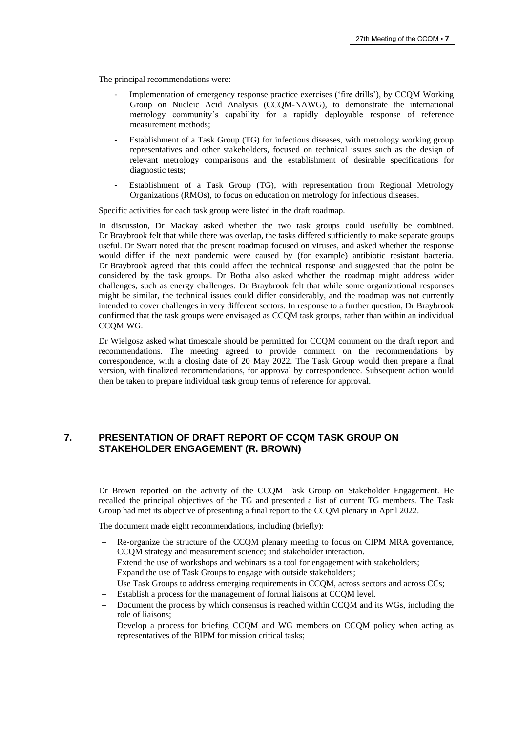The principal recommendations were:

- Implementation of emergency response practice exercises ('fire drills'), by CCQM Working Group on Nucleic Acid Analysis (CCQM-NAWG), to demonstrate the international metrology community's capability for a rapidly deployable response of reference measurement methods;
- Establishment of a Task Group (TG) for infectious diseases, with metrology working group representatives and other stakeholders, focused on technical issues such as the design of relevant metrology comparisons and the establishment of desirable specifications for diagnostic tests;
- Establishment of a Task Group (TG), with representation from Regional Metrology Organizations (RMOs), to focus on education on metrology for infectious diseases.

Specific activities for each task group were listed in the draft roadmap.

In discussion, Dr Mackay asked whether the two task groups could usefully be combined. Dr Braybrook felt that while there was overlap, the tasks differed sufficiently to make separate groups useful. Dr Swart noted that the present roadmap focused on viruses, and asked whether the response would differ if the next pandemic were caused by (for example) antibiotic resistant bacteria. Dr Braybrook agreed that this could affect the technical response and suggested that the point be considered by the task groups. Dr Botha also asked whether the roadmap might address wider challenges, such as energy challenges. Dr Braybrook felt that while some organizational responses might be similar, the technical issues could differ considerably, and the roadmap was not currently intended to cover challenges in very different sectors. In response to a further question, Dr Braybrook confirmed that the task groups were envisaged as CCQM task groups, rather than within an individual CCQM WG.

Dr Wielgosz asked what timescale should be permitted for CCQM comment on the draft report and recommendations. The meeting agreed to provide comment on the recommendations by correspondence, with a closing date of 20 May 2022. The Task Group would then prepare a final version, with finalized recommendations, for approval by correspondence. Subsequent action would then be taken to prepare individual task group terms of reference for approval.

## 7. PRESENTATION OF DRAFT REPORT OF CCQM TASK GROUP ON STAKEHOLDER ENGAGEMENT (R. BROWN)

Dr Brown reported on the activity of the CCQM Task Group on Stakeholder Engagement. He recalled the principal objectives of the TG and presented a list of current TG members. The Task Group had met its objective of presenting a final report to the CCQM plenary in April 2022.

The document made eight recommendations, including (briefly):

- Re-organize the structure of the CCQM plenary meeting to focus on CIPM MRA governance, CCQM strategy and measurement science; and stakeholder interaction.
- Extend the use of workshops and webinars as a tool for engagement with stakeholders;
- Expand the use of Task Groups to engage with outside stakeholders;
- Use Task Groups to address emerging requirements in CCQM, across sectors and across CCs;
- Establish a process for the management of formal liaisons at CCQM level.
- Document the process by which consensus is reached within CCQM and its WGs, including the role of liaisons;
- Develop a process for briefing CCQM and WG members on CCQM policy when acting as representatives of the BIPM for mission critical tasks;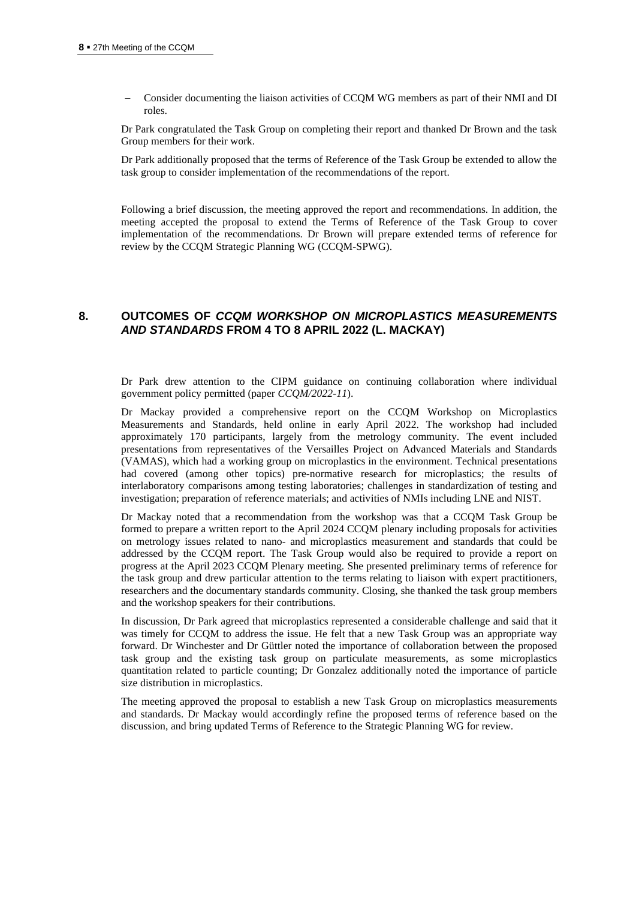- Consider documenting the liaison activities of CCQM WG members as part of their NMI and DI roles.

Dr Park congratulated the Task Group on completing their report and thanked Dr Brown and the task Group members for their work.

Dr Park additionally proposed that the terms of Reference of the Task Group be extended to allow the task group to consider implementation of the recommendations of the report.

Following a brief discussion, the meeting approved the report and recommendations. In addition, the meeting accepted the proposal to extend the Terms of Reference of the Task Group to cover implementation of the recommendations. Dr Brown will prepare extended terms of reference for review by the CCQM Strategic Planning WG (CCQM-SPWG).

## 8. OUTCOMES OF *CCQM WORKSHOP ON MICROPLASTICS MEASUREMENTS AND STANDARDS* FROM 4 TO 8 APRIL 2022 (L. MACKAY)

Dr Park drew attention to the CIPM guidance on continuing collaboration where individual government policy permitted (paper *CCQM/2022-11*).

Dr Mackay provided a comprehensive report on the CCQM Workshop on Microplastics Measurements and Standards, held online in early April 2022. The workshop had included approximately 170 participants, largely from the metrology community. The event included presentations from representatives of the Versailles Project on Advanced Materials and Standards (VAMAS), which had a working group on microplastics in the environment. Technical presentations had covered (among other topics) pre-normative research for microplastics; the results of interlaboratory comparisons among testing laboratories; challenges in standardization of testing and investigation; preparation of reference materials; and activities of NMIs including LNE and NIST.

Dr Mackay noted that a recommendation from the workshop was that a CCQM Task Group be formed to prepare a written report to the April 2024 CCQM plenary including proposals for activities on metrology issues related to nano- and microplastics measurement and standards that could be addressed by the CCQM report. The Task Group would also be required to provide a report on progress at the April 2023 CCQM Plenary meeting. She presented preliminary terms of reference for the task group and drew particular attention to the terms relating to liaison with expert practitioners, researchers and the documentary standards community. Closing, she thanked the task group members and the workshop speakers for their contributions.

In discussion, Dr Park agreed that microplastics represented a considerable challenge and said that it was timely for CCQM to address the issue. He felt that a new Task Group was an appropriate way forward. Dr Winchester and Dr Güttler noted the importance of collaboration between the proposed task group and the existing task group on particulate measurements, as some microplastics quantitation related to particle counting; Dr Gonzalez additionally noted the importance of particle size distribution in microplastics.

The meeting approved the proposal to establish a new Task Group on microplastics measurements and standards. Dr Mackay would accordingly refine the proposed terms of reference based on the discussion, and bring updated Terms of Reference to the Strategic Planning WG for review.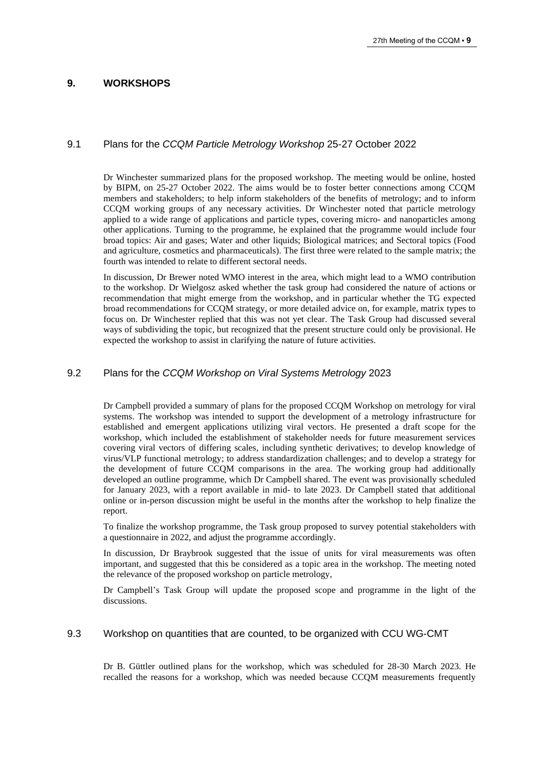## 9. WORKSHOPS

### 9.1 Plans for the *CCQM Particle Metrology Workshop* 25-27 October 2022

Dr Winchester summarized plans for the proposed workshop. The meeting would be online, hosted by BIPM, on 25-27 October 2022. The aims would be to foster better connections among CCQM members and stakeholders; to help inform stakeholders of the benefits of metrology; and to inform CCQM working groups of any necessary activities. Dr Winchester noted that particle metrology applied to a wide range of applications and particle types, covering micro- and nanoparticles among other applications. Turning to the programme, he explained that the programme would include four broad topics: Air and gases; Water and other liquids; Biological matrices; and Sectoral topics (Food and agriculture, cosmetics and pharmaceuticals). The first three were related to the sample matrix; the fourth was intended to relate to different sectoral needs.

In discussion, Dr Brewer noted WMO interest in the area, which might lead to a WMO contribution to the workshop. Dr Wielgosz asked whether the task group had considered the nature of actions or recommendation that might emerge from the workshop, and in particular whether the TG expected broad recommendations for CCQM strategy, or more detailed advice on, for example, matrix types to focus on. Dr Winchester replied that this was not yet clear. The Task Group had discussed several ways of subdividing the topic, but recognized that the present structure could only be provisional. He expected the workshop to assist in clarifying the nature of future activities.

### 9.2 Plans for the *CCQM Workshop on Viral Systems Metrology* 2023

Dr Campbell provided a summary of plans for the proposed CCQM Workshop on metrology for viral systems. The workshop was intended to support the development of a metrology infrastructure for established and emergent applications utilizing viral vectors. He presented a draft scope for the workshop, which included the establishment of stakeholder needs for future measurement services covering viral vectors of differing scales, including synthetic derivatives; to develop knowledge of virus/VLP functional metrology; to address standardization challenges; and to develop a strategy for the development of future CCQM comparisons in the area. The working group had additionally developed an outline programme, which Dr Campbell shared. The event was provisionally scheduled for January 2023, with a report available in mid- to late 2023. Dr Campbell stated that additional online or in-person discussion might be useful in the months after the workshop to help finalize the report.

To finalize the workshop programme, the Task group proposed to survey potential stakeholders with a questionnaire in 2022, and adjust the programme accordingly.

In discussion, Dr Braybrook suggested that the issue of units for viral measurements was often important, and suggested that this be considered as a topic area in the workshop. The meeting noted the relevance of the proposed workshop on particle metrology,

Dr Campbell's Task Group will update the proposed scope and programme in the light of the discussions.

### 9.3 Workshop on quantities that are counted, to be organized with CCU WG-CMT

Dr B. Güttler outlined plans for the workshop, which was scheduled for 28-30 March 2023. He recalled the reasons for a workshop, which was needed because CCQM measurements frequently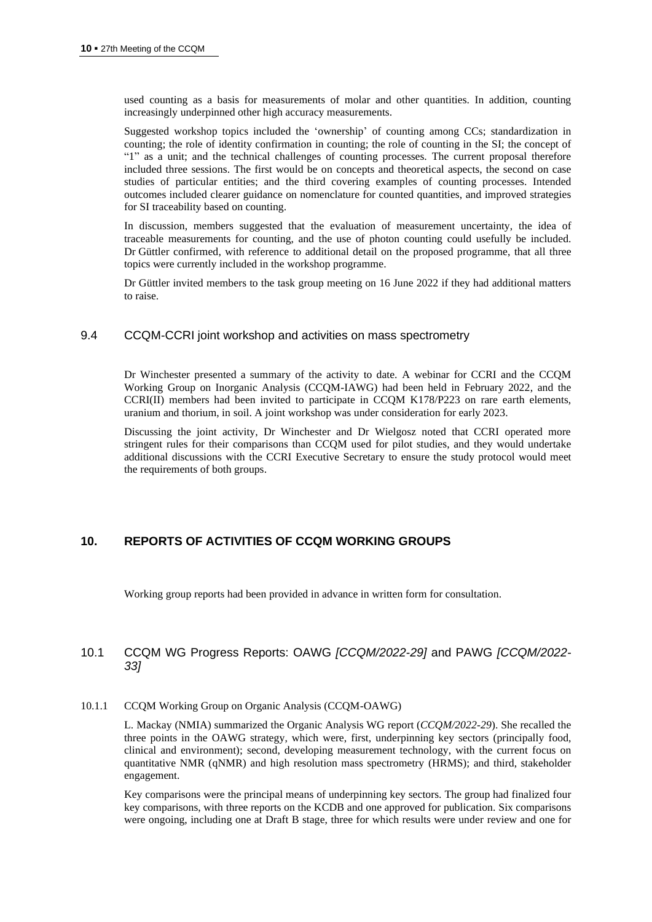used counting as a basis for measurements of molar and other quantities. In addition, counting increasingly underpinned other high accuracy measurements.

Suggested workshop topics included the 'ownership' of counting among CCs; standardization in counting; the role of identity confirmation in counting; the role of counting in the SI; the concept of "1" as a unit; and the technical challenges of counting processes. The current proposal therefore included three sessions. The first would be on concepts and theoretical aspects, the second on case studies of particular entities; and the third covering examples of counting processes. Intended outcomes included clearer guidance on nomenclature for counted quantities, and improved strategies for SI traceability based on counting.

In discussion, members suggested that the evaluation of measurement uncertainty, the idea of traceable measurements for counting, and the use of photon counting could usefully be included. Dr Güttler confirmed, with reference to additional detail on the proposed programme, that all three topics were currently included in the workshop programme.

Dr Güttler invited members to the task group meeting on 16 June 2022 if they had additional matters to raise.

### 9.4 CCQM-CCRI joint workshop and activities on mass spectrometry

Dr Winchester presented a summary of the activity to date. A webinar for CCRI and the CCQM Working Group on Inorganic Analysis (CCQM-IAWG) had been held in February 2022, and the CCRI(II) members had been invited to participate in CCQM K178/P223 on rare earth elements, uranium and thorium, in soil. A joint workshop was under consideration for early 2023.

Discussing the joint activity, Dr Winchester and Dr Wielgosz noted that CCRI operated more stringent rules for their comparisons than CCQM used for pilot studies, and they would undertake additional discussions with the CCRI Executive Secretary to ensure the study protocol would meet the requirements of both groups.

## 10. REPORTS OF ACTIVITIES OF CCQM WORKING GROUPS

Working group reports had been provided in advance in written form for consultation.

### 10.1 CCQM WG Progress Reports: OAWG *[CCQM/2022-29]* and PAWG *[CCQM/2022-33]*

#### 10.1.1 CCQM Working Group on Organic Analysis (CCQM-OAWG)

L. Mackay (NMIA) summarized the Organic Analysis WG report (*CCQM/2022-29*). She recalled the three points in the OAWG strategy, which were, first, underpinning key sectors (principally food, clinical and environment); second, developing measurement technology, with the current focus on quantitative NMR (qNMR) and high resolution mass spectrometry (HRMS); and third, stakeholder engagement.

Key comparisons were the principal means of underpinning key sectors. The group had finalized four key comparisons, with three reports on the KCDB and one approved for publication. Six comparisons were ongoing, including one at Draft B stage, three for which results were under review and one for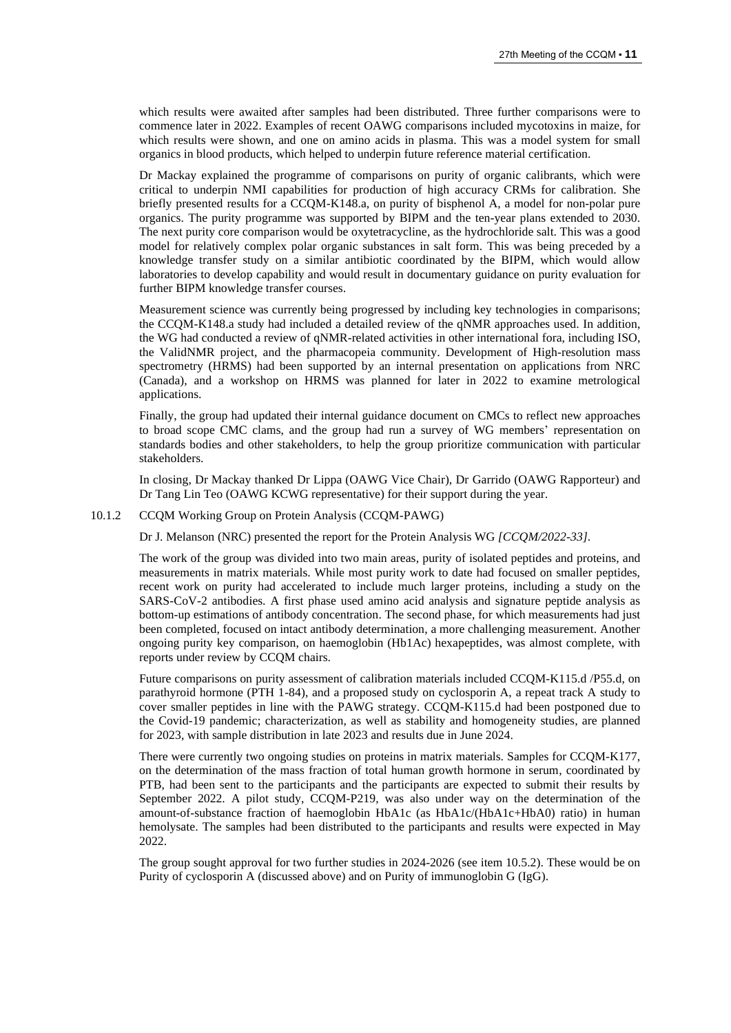which results were awaited after samples had been distributed. Three further comparisons were to commence later in 2022. Examples of recent OAWG comparisons included mycotoxins in maize, for which results were shown, and one on amino acids in plasma. This was a model system for small organics in blood products, which helped to underpin future reference material certification.

Dr Mackay explained the programme of comparisons on purity of organic calibrants, which were critical to underpin NMI capabilities for production of high accuracy CRMs for calibration. She briefly presented results for a CCQM-K148.a, on purity of bisphenol A, a model for non-polar pure organics. The purity programme was supported by BIPM and the ten-year plans extended to 2030. The next purity core comparison would be oxytetracycline, as the hydrochloride salt. This was a good model for relatively complex polar organic substances in salt form. This was being preceded by a knowledge transfer study on a similar antibiotic coordinated by the BIPM, which would allow laboratories to develop capability and would result in documentary guidance on purity evaluation for further BIPM knowledge transfer courses.

Measurement science was currently being progressed by including key technologies in comparisons; the CCQM-K148.a study had included a detailed review of the qNMR approaches used. In addition, the WG had conducted a review of qNMR-related activities in other international fora, including ISO, the ValidNMR project, and the pharmacopeia community. Development of High-resolution mass spectrometry (HRMS) had been supported by an internal presentation on applications from NRC (Canada), and a workshop on HRMS was planned for later in 2022 to examine metrological applications.

Finally, the group had updated their internal guidance document on CMCs to reflect new approaches to broad scope CMC clams, and the group had run a survey of WG members' representation on standards bodies and other stakeholders, to help the group prioritize communication with particular stakeholders.

In closing, Dr Mackay thanked Dr Lippa (OAWG Vice Chair), Dr Garrido (OAWG Rapporteur) and Dr Tang Lin Teo (OAWG KCWG representative) for their support during the year.

### 10.1.2 CCQM Working Group on Protein Analysis (CCQM-PAWG)

Dr J. Melanson (NRC) presented the report for the Protein Analysis WG *[CCQM/2022-33]*.

The work of the group was divided into two main areas, purity of isolated peptides and proteins, and measurements in matrix materials. While most purity work to date had focused on smaller peptides, recent work on purity had accelerated to include much larger proteins, including a study on the SARS-CoV-2 antibodies. A first phase used amino acid analysis and signature peptide analysis as bottom-up estimations of antibody concentration. The second phase, for which measurements had just been completed, focused on intact antibody determination, a more challenging measurement. Another ongoing purity key comparison, on haemoglobin (Hb1Ac) hexapeptides, was almost complete, with reports under review by CCQM chairs.

Future comparisons on purity assessment of calibration materials included CCQM-K115.d /P55.d, on parathyroid hormone (PTH 1-84), and a proposed study on cyclosporin A, a repeat track A study to cover smaller peptides in line with the PAWG strategy. CCQM-K115.d had been postponed due to the Covid-19 pandemic; characterization, as well as stability and homogeneity studies, are planned for 2023, with sample distribution in late 2023 and results due in June 2024.

There were currently two ongoing studies on proteins in matrix materials. Samples for CCQM-K177, on the determination of the mass fraction of total human growth hormone in serum, coordinated by PTB, had been sent to the participants and the participants are expected to submit their results by September 2022. A pilot study, CCQM-P219, was also under way on the determination of the amount-of-substance fraction of haemoglobin HbA1c (as HbA1c/(HbA1c+HbA0) ratio) in human hemolysate. The samples had been distributed to the participants and results were expected in May 2022.

The group sought approval for two further studies in 2024-2026 (see item 10.5.2). These would be on Purity of cyclosporin A (discussed above) and on Purity of immunoglobin G (IgG).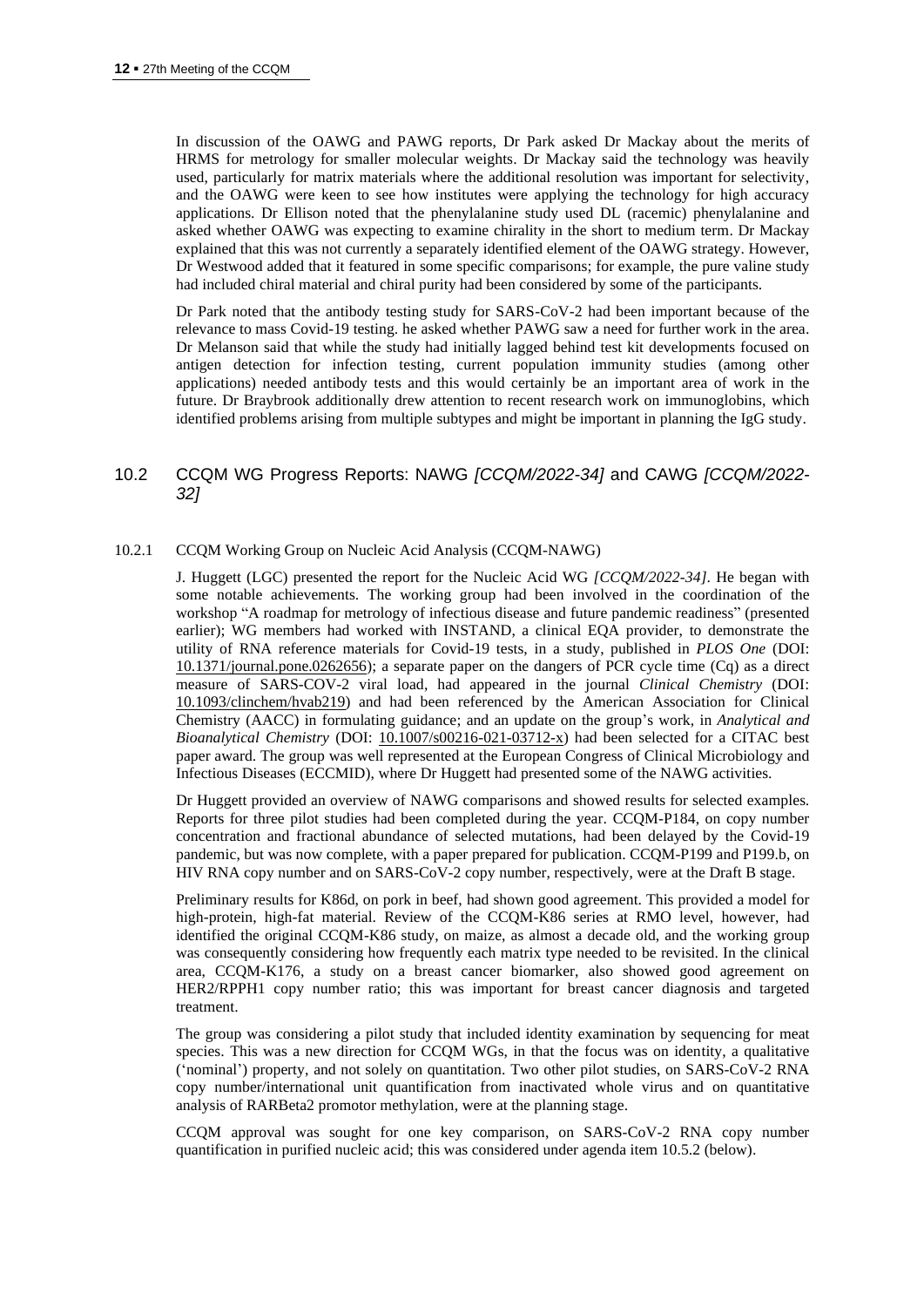In discussion of the OAWG and PAWG reports, Dr Park asked Dr Mackay about the merits of HRMS for metrology for smaller molecular weights. Dr Mackay said the technology was heavily used, particularly for matrix materials where the additional resolution was important for selectivity, and the OAWG were keen to see how institutes were applying the technology for high accuracy applications. Dr Ellison noted that the phenylalanine study used DL (racemic) phenylalanine and asked whether OAWG was expecting to examine chirality in the short to medium term. Dr Mackay explained that this was not currently a separately identified element of the OAWG strategy. However, Dr Westwood added that it featured in some specific comparisons; for example, the pure valine study had included chiral material and chiral purity had been considered by some of the participants.

Dr Park noted that the antibody testing study for SARS-CoV-2 had been important because of the relevance to mass Covid-19 testing. he asked whether PAWG saw a need for further work in the area. Dr Melanson said that while the study had initially lagged behind test kit developments focused on antigen detection for infection testing, current population immunity studies (among other applications) needed antibody tests and this would certainly be an important area of work in the future. Dr Braybrook additionally drew attention to recent research work on immunoglobins, which identified problems arising from multiple subtypes and might be important in planning the IgG study.

## 10.2 CCQM WG Progress Reports: NAWG *[CCQM/2022-34]* and CAWG *[CCQM/2022-32]*

### 10.2.1 CCQM Working Group on Nucleic Acid Analysis (CCQM-NAWG)

J. Huggett (LGC) presented the report for the Nucleic Acid WG *[CCQM/2022-34]*. He began with some notable achievements. The working group had been involved in the coordination of the workshop "A roadmap for metrology of infectious disease and future pandemic readiness" (presented earlier); WG members had worked with INSTAND, a clinical EQA provider, to demonstrate the utility of RNA reference materials for Covid-19 tests, in a study, published in *PLOS One* (DOI: 10.1371/journal.pone.0262656); a separate paper on the dangers of PCR cycle time (Cq) as a direct measure of SARS-COV-2 viral load, had appeared in the journal *Clinical Chemistry* (DOI: 10.1093/clinchem/hvab219) and had been referenced by the American Association for Clinical Chemistry (AACC) in formulating guidance; and an update on the group's work, in *Analytical and Bioanalytical Chemistry* (DOI: 10.1007/s00216-021-03712-x) had been selected for a CITAC best paper award. The group was well represented at the European Congress of Clinical Microbiology and Infectious Diseases (ECCMID), where Dr Huggett had presented some of the NAWG activities.

Dr Huggett provided an overview of NAWG comparisons and showed results for selected examples. Reports for three pilot studies had been completed during the year. CCQM-P184, on copy number concentration and fractional abundance of selected mutations, had been delayed by the Covid-19 pandemic, but was now complete, with a paper prepared for publication. CCQM-P199 and P199.b, on HIV RNA copy number and on SARS-CoV-2 copy number, respectively, were at the Draft B stage.

Preliminary results for K86d, on pork in beef, had shown good agreement. This provided a model for high-protein, high-fat material. Review of the CCQM-K86 series at RMO level, however, had identified the original CCQM-K86 study, on maize, as almost a decade old, and the working group was consequently considering how frequently each matrix type needed to be revisited. In the clinical area, CCQM-K176, a study on a breast cancer biomarker, also showed good agreement on HER2/RPPH1 copy number ratio; this was important for breast cancer diagnosis and targeted treatment.

The group was considering a pilot study that included identity examination by sequencing for meat species. This was a new direction for CCQM WGs, in that the focus was on identity, a qualitative ('nominal') property, and not solely on quantitation. Two other pilot studies, on SARS-CoV-2 RNA copy number/international unit quantification from inactivated whole virus and on quantitative analysis of RARBeta2 promotor methylation, were at the planning stage.

CCQM approval was sought for one key comparison, on SARS-CoV-2 RNA copy number quantification in purified nucleic acid; this was considered under agenda item 10.5.2 (below).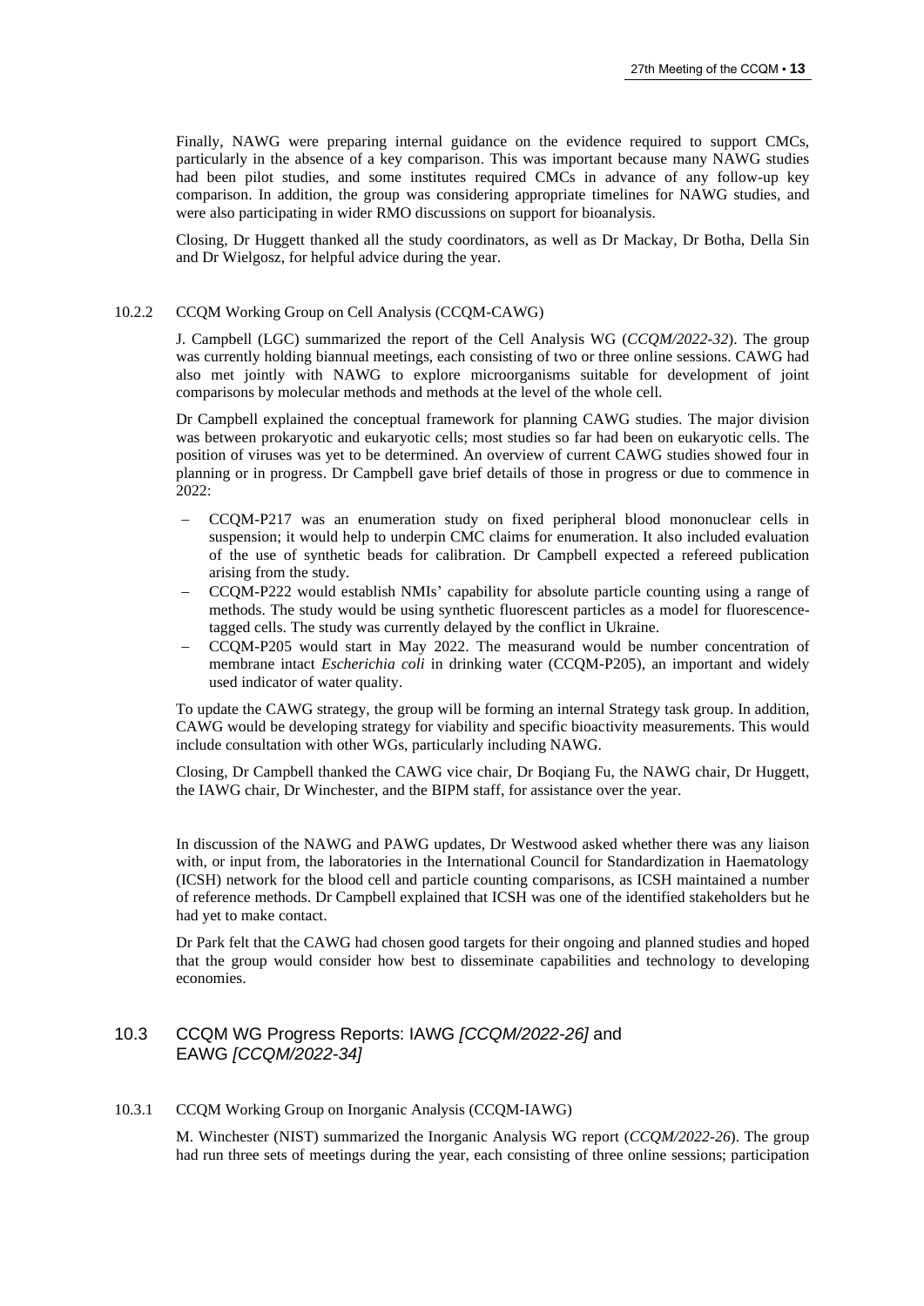Finally, NAWG were preparing internal guidance on the evidence required to support CMCs, particularly in the absence of a key comparison. This was important because many NAWG studies had been pilot studies, and some institutes required CMCs in advance of any follow-up key comparison. In addition, the group was considering appropriate timelines for NAWG studies, and were also participating in wider RMO discussions on support for bioanalysis.

Closing, Dr Huggett thanked all the study coordinators, as well as Dr Mackay, Dr Botha, Della Sin and Dr Wielgosz, for helpful advice during the year.

#### 10.2.2 CCQM Working Group on Cell Analysis (CCQM-CAWG)

J. Campbell (LGC) summarized the report of the Cell Analysis WG (*CCQM/2022-32*). The group was currently holding biannual meetings, each consisting of two or three online sessions. CAWG had also met jointly with NAWG to explore microorganisms suitable for development of joint comparisons by molecular methods and methods at the level of the whole cell.

Dr Campbell explained the conceptual framework for planning CAWG studies. The major division was between prokaryotic and eukaryotic cells; most studies so far had been on eukaryotic cells. The position of viruses was yet to be determined. An overview of current CAWG studies showed four in planning or in progress. Dr Campbell gave brief details of those in progress or due to commence in 2022:

- CCQM-P217 was an enumeration study on fixed peripheral blood mononuclear cells in suspension; it would help to underpin CMC claims for enumeration. It also included evaluation of the use of synthetic beads for calibration. Dr Campbell expected a refereed publication arising from the study.
- CCQM-P222 would establish NMIs' capability for absolute particle counting using a range of methods. The study would be using synthetic fluorescent particles as a model for fluorescence-tagged cells. The study was currently delayed by the conflict in Ukraine.
- CCQM-P205 would start in May 2022. The measurand would be number concentration of membrane intact *Escherichia coli* in drinking water (CCQM-P205), an important and widely used indicator of water quality.

To update the CAWG strategy, the group will be forming an internal Strategy task group. In addition, CAWG would be developing strategy for viability and specific bioactivity measurements. This would include consultation with other WGs, particularly including NAWG.

Closing, Dr Campbell thanked the CAWG vice chair, Dr Boqiang Fu, the NAWG chair, Dr Huggett, the IAWG chair, Dr Winchester, and the BIPM staff, for assistance over the year.

In discussion of the NAWG and PAWG updates, Dr Westwood asked whether there was any liaison with, or input from, the laboratories in the International Council for Standardization in Haematology (ICSH) network for the blood cell and particle counting comparisons, as ICSH maintained a number of reference methods. Dr Campbell explained that ICSH was one of the identified stakeholders but he had yet to make contact.

Dr Park felt that the CAWG had chosen good targets for their ongoing and planned studies and hoped that the group would consider how best to disseminate capabilities and technology to developing economies.

### 10.3 CCQM WG Progress Reports: IAWG *[CCQM/2022-26]* and EAWG *[CCQM/2022-34]*

#### 10.3.1 CCQM Working Group on Inorganic Analysis (CCQM-IAWG)

M. Winchester (NIST) summarized the Inorganic Analysis WG report (*CCQM/2022-26*). The group had run three sets of meetings during the year, each consisting of three online sessions; participation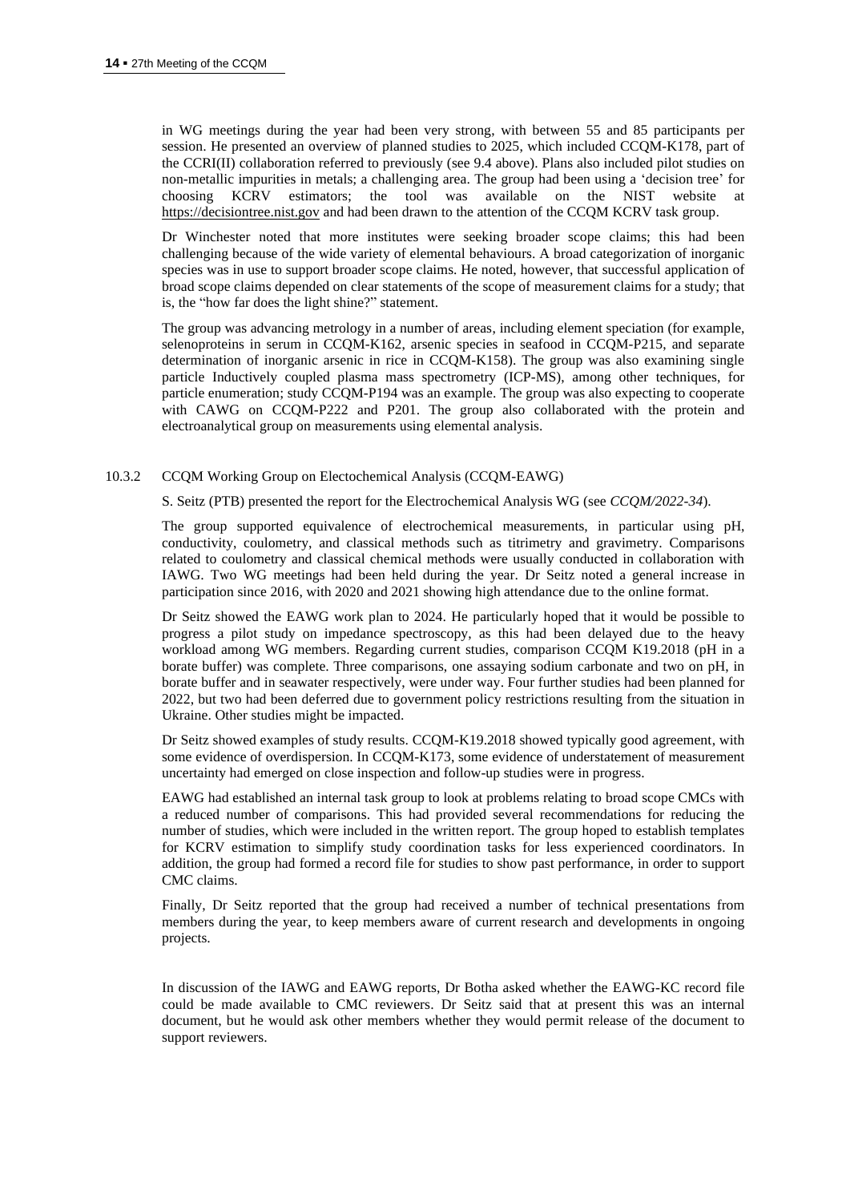in WG meetings during the year had been very strong, with between 55 and 85 participants per session. He presented an overview of planned studies to 2025, which included CCQM-K178, part of the CCRI(II) collaboration referred to previously (see 9.4 above). Plans also included pilot studies on non-metallic impurities in metals; a challenging area. The group had been using a 'decision tree' for choosing KCRV estimators; the tool was available on the NIST website at https://decisiontree.nist.gov and had been drawn to the attention of the CCQM KCRV task group.

Dr Winchester noted that more institutes were seeking broader scope claims; this had been challenging because of the wide variety of elemental behaviours. A broad categorization of inorganic species was in use to support broader scope claims. He noted, however, that successful application of broad scope claims depended on clear statements of the scope of measurement claims for a study; that is, the "how far does the light shine?" statement.

The group was advancing metrology in a number of areas, including element speciation (for example, selenoproteins in serum in CCQM-K162, arsenic species in seafood in CCQM-P215, and separate determination of inorganic arsenic in rice in CCQM-K158). The group was also examining single particle Inductively coupled plasma mass spectrometry (ICP-MS), among other techniques, for particle enumeration; study CCQM-P194 was an example. The group was also expecting to cooperate with CAWG on CCQM-P222 and P201. The group also collaborated with the protein and electroanalytical group on measurements using elemental analysis.

### 10.3.2 CCQM Working Group on Electochemical Analysis (CCQM-EAWG)

S. Seitz (PTB) presented the report for the Electrochemical Analysis WG (see *CCQM/2022-34*).

The group supported equivalence of electrochemical measurements, in particular using pH, conductivity, coulometry, and classical methods such as titrimetry and gravimetry. Comparisons related to coulometry and classical chemical methods were usually conducted in collaboration with IAWG. Two WG meetings had been held during the year. Dr Seitz noted a general increase in participation since 2016, with 2020 and 2021 showing high attendance due to the online format.

Dr Seitz showed the EAWG work plan to 2024. He particularly hoped that it would be possible to progress a pilot study on impedance spectroscopy, as this had been delayed due to the heavy workload among WG members. Regarding current studies, comparison CCQM K19.2018 (pH in a borate buffer) was complete. Three comparisons, one assaying sodium carbonate and two on pH, in borate buffer and in seawater respectively, were under way. Four further studies had been planned for 2022, but two had been deferred due to government policy restrictions resulting from the situation in Ukraine. Other studies might be impacted.

Dr Seitz showed examples of study results. CCQM-K19.2018 showed typically good agreement, with some evidence of overdispersion. In CCQM-K173, some evidence of understatement of measurement uncertainty had emerged on close inspection and follow-up studies were in progress.

EAWG had established an internal task group to look at problems relating to broad scope CMCs with a reduced number of comparisons. This had provided several recommendations for reducing the number of studies, which were included in the written report. The group hoped to establish templates for KCRV estimation to simplify study coordination tasks for less experienced coordinators. In addition, the group had formed a record file for studies to show past performance, in order to support CMC claims.

Finally, Dr Seitz reported that the group had received a number of technical presentations from members during the year, to keep members aware of current research and developments in ongoing projects.

In discussion of the IAWG and EAWG reports, Dr Botha asked whether the EAWG-KC record file could be made available to CMC reviewers. Dr Seitz said that at present this was an internal document, but he would ask other members whether they would permit release of the document to support reviewers.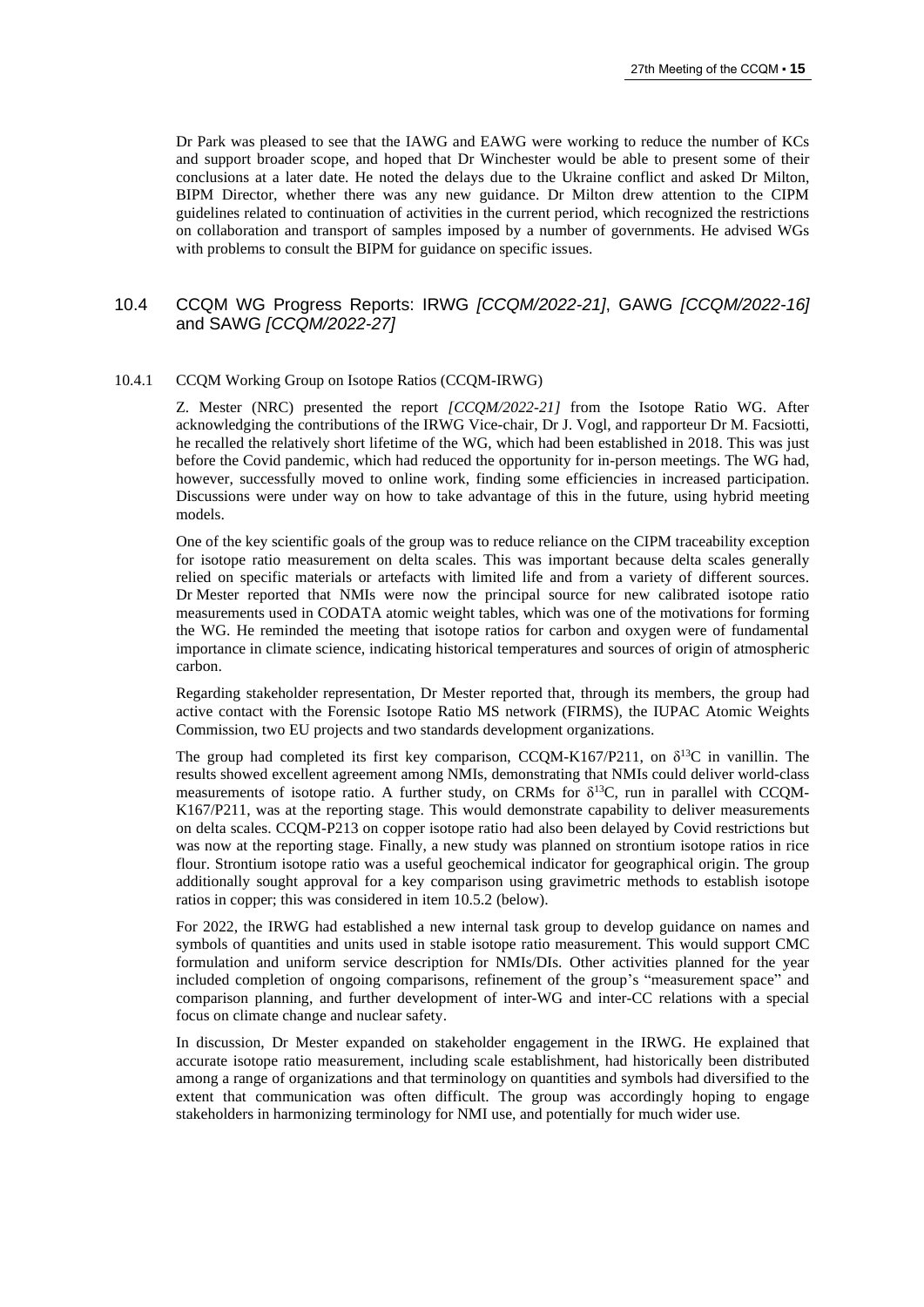Dr Park was pleased to see that the IAWG and EAWG were working to reduce the number of KCs and support broader scope, and hoped that Dr Winchester would be able to present some of their conclusions at a later date. He noted the delays due to the Ukraine conflict and asked Dr Milton, BIPM Director, whether there was any new guidance. Dr Milton drew attention to the CIPM guidelines related to continuation of activities in the current period, which recognized the restrictions on collaboration and transport of samples imposed by a number of governments. He advised WGs with problems to consult the BIPM for guidance on specific issues.

## 10.4 CCQM WG Progress Reports: IRWG *[CCQM/2022-21]*, GAWG *[CCQM/2022-16]* and SAWG *[CCQM/2022-27]*

### 10.4.1 CCQM Working Group on Isotope Ratios (CCQM-IRWG)

Z. Mester (NRC) presented the report *[CCQM/2022-21]* from the Isotope Ratio WG. After acknowledging the contributions of the IRWG Vice-chair, Dr J. Vogl, and rapporteur Dr M. Facsiotti, he recalled the relatively short lifetime of the WG, which had been established in 2018. This was just before the Covid pandemic, which had reduced the opportunity for in-person meetings. The WG had, however, successfully moved to online work, finding some efficiencies in increased participation. Discussions were under way on how to take advantage of this in the future, using hybrid meeting models.

One of the key scientific goals of the group was to reduce reliance on the CIPM traceability exception for isotope ratio measurement on delta scales. This was important because delta scales generally relied on specific materials or artefacts with limited life and from a variety of different sources. Dr Mester reported that NMIs were now the principal source for new calibrated isotope ratio measurements used in CODATA atomic weight tables, which was one of the motivations for forming the WG. He reminded the meeting that isotope ratios for carbon and oxygen were of fundamental importance in climate science, indicating historical temperatures and sources of origin of atmospheric carbon.

Regarding stakeholder representation, Dr Mester reported that, through its members, the group had active contact with the Forensic Isotope Ratio MS network (FIRMS), the IUPAC Atomic Weights Commission, two EU projects and two standards development organizations.

The group had completed its first key comparison, CCQM-K167/P211, on $\delta^{13}C$ in vanillin. The results showed excellent agreement among NMIs, demonstrating that NMIs could deliver world-class measurements of isotope ratio. A further study, on CRMs for $\delta^{13}C$, run in parallel with CCQM-K167/P211, was at the reporting stage. This would demonstrate capability to deliver measurements on delta scales. CCQM-P213 on copper isotope ratio had also been delayed by Covid restrictions but was now at the reporting stage. Finally, a new study was planned on strontium isotope ratios in rice flour. Strontium isotope ratio was a useful geochemical indicator for geographical origin. The group additionally sought approval for a key comparison using gravimetric methods to establish isotope ratios in copper; this was considered in item 10.5.2 (below).

For 2022, the IRWG had established a new internal task group to develop guidance on names and symbols of quantities and units used in stable isotope ratio measurement. This would support CMC formulation and uniform service description for NMIs/DIs. Other activities planned for the year included completion of ongoing comparisons, refinement of the group's "measurement space" and comparison planning, and further development of inter-WG and inter-CC relations with a special focus on climate change and nuclear safety.

In discussion, Dr Mester expanded on stakeholder engagement in the IRWG. He explained that accurate isotope ratio measurement, including scale establishment, had historically been distributed among a range of organizations and that terminology on quantities and symbols had diversified to the extent that communication was often difficult. The group was accordingly hoping to engage stakeholders in harmonizing terminology for NMI use, and potentially for much wider use.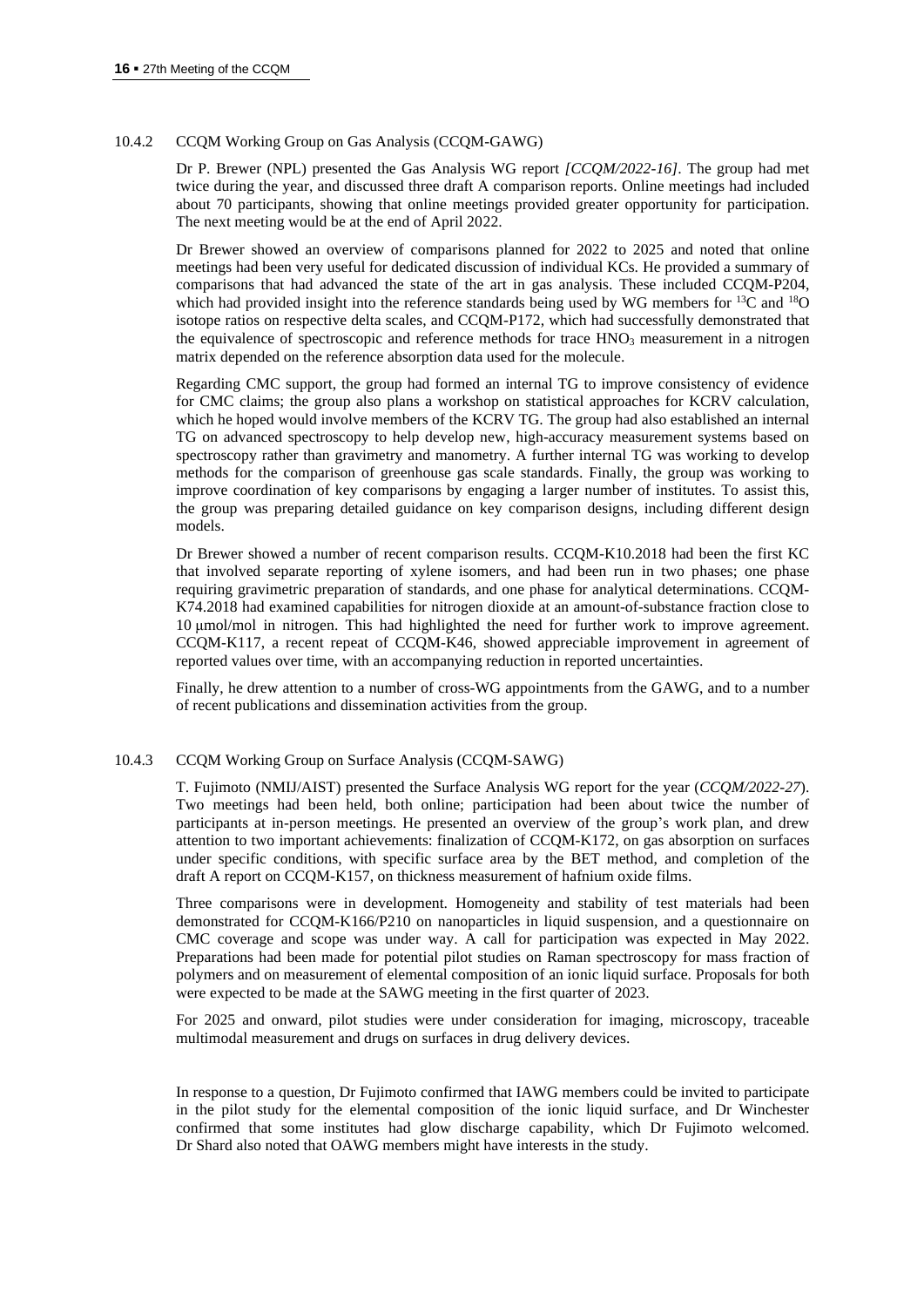### 10.4.2 CCQM Working Group on Gas Analysis (CCQM-GAWG)

Dr P. Brewer (NPL) presented the Gas Analysis WG report *[CCQM/2022-16]*. The group had met twice during the year, and discussed three draft A comparison reports. Online meetings had included about 70 participants, showing that online meetings provided greater opportunity for participation. The next meeting would be at the end of April 2022.

Dr Brewer showed an overview of comparisons planned for 2022 to 2025 and noted that online meetings had been very useful for dedicated discussion of individual KCs. He provided a summary of comparisons that had advanced the state of the art in gas analysis. These included CCQM-P204, which had provided insight into the reference standards being used by WG members for $^{13}C$ and $^{18}O$ isotope ratios on respective delta scales, and CCQM-P172, which had successfully demonstrated that the equivalence of spectroscopic and reference methods for trace $HNO_3$ measurement in a nitrogen matrix depended on the reference absorption data used for the molecule.

Regarding CMC support, the group had formed an internal TG to improve consistency of evidence for CMC claims; the group also plans a workshop on statistical approaches for KCRV calculation, which he hoped would involve members of the KCRV TG. The group had also established an internal TG on advanced spectroscopy to help develop new, high-accuracy measurement systems based on spectroscopy rather than gravimetry and manometry. A further internal TG was working to develop methods for the comparison of greenhouse gas scale standards. Finally, the group was working to improve coordination of key comparisons by engaging a larger number of institutes. To assist this, the group was preparing detailed guidance on key comparison designs, including different design models.

Dr Brewer showed a number of recent comparison results. CCQM-K10.2018 had been the first KC that involved separate reporting of xylene isomers, and had been run in two phases; one phase requiring gravimetric preparation of standards, and one phase for analytical determinations. CCQM-K74.2018 had examined capabilities for nitrogen dioxide at an amount-of-substance fraction close to 10 μmol/mol in nitrogen. This had highlighted the need for further work to improve agreement. CCQM-K117, a recent repeat of CCQM-K46, showed appreciable improvement in agreement of reported values over time, with an accompanying reduction in reported uncertainties.

Finally, he drew attention to a number of cross-WG appointments from the GAWG, and to a number of recent publications and dissemination activities from the group.

### 10.4.3 CCQM Working Group on Surface Analysis (CCQM-SAWG)

T. Fujimoto (NMIJ/AIST) presented the Surface Analysis WG report for the year (*CCQM/2022-27*). Two meetings had been held, both online; participation had been about twice the number of participants at in-person meetings. He presented an overview of the group's work plan, and drew attention to two important achievements: finalization of CCQM-K172, on gas absorption on surfaces under specific conditions, with specific surface area by the BET method, and completion of the draft A report on CCQM-K157, on thickness measurement of hafnium oxide films.

Three comparisons were in development. Homogeneity and stability of test materials had been demonstrated for CCQM-K166/P210 on nanoparticles in liquid suspension, and a questionnaire on CMC coverage and scope was under way. A call for participation was expected in May 2022. Preparations had been made for potential pilot studies on Raman spectroscopy for mass fraction of polymers and on measurement of elemental composition of an ionic liquid surface. Proposals for both were expected to be made at the SAWG meeting in the first quarter of 2023.

For 2025 and onward, pilot studies were under consideration for imaging, microscopy, traceable multimodal measurement and drugs on surfaces in drug delivery devices.

In response to a question, Dr Fujimoto confirmed that IAWG members could be invited to participate in the pilot study for the elemental composition of the ionic liquid surface, and Dr Winchester confirmed that some institutes had glow discharge capability, which Dr Fujimoto welcomed. Dr Shard also noted that OAWG members might have interests in the study.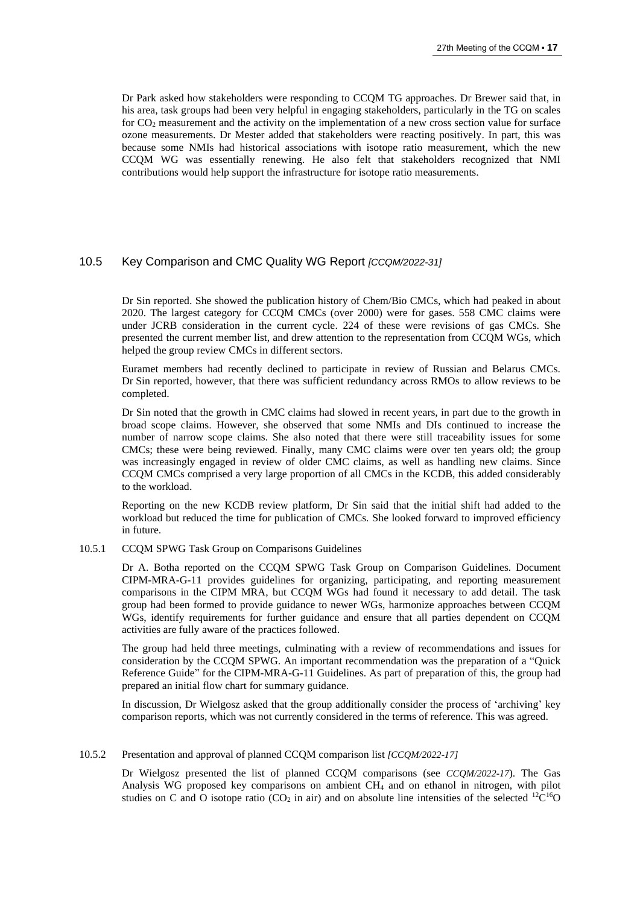Dr Park asked how stakeholders were responding to CCQM TG approaches. Dr Brewer said that, in his area, task groups had been very helpful in engaging stakeholders, particularly in the TG on scales for $CO_2$ measurement and the activity on the implementation of a new cross section value for surface ozone measurements. Dr Mester added that stakeholders were reacting positively. In part, this was because some NMIs had historical associations with isotope ratio measurement, which the new CCQM WG was essentially renewing. He also felt that stakeholders recognized that NMI contributions would help support the infrastructure for isotope ratio measurements.

## 10.5 Key Comparison and CMC Quality WG Report *[CCQM/2022-31]*

Dr Sin reported. She showed the publication history of Chem/Bio CMCs, which had peaked in about 2020. The largest category for CCQM CMCs (over 2000) were for gases. 558 CMC claims were under JCRB consideration in the current cycle. 224 of these were revisions of gas CMCs. She presented the current member list, and drew attention to the representation from CCQM WGs, which helped the group review CMCs in different sectors.

Euramet members had recently declined to participate in review of Russian and Belarus CMCs. Dr Sin reported, however, that there was sufficient redundancy across RMOs to allow reviews to be completed.

Dr Sin noted that the growth in CMC claims had slowed in recent years, in part due to the growth in broad scope claims. However, she observed that some NMIs and DIs continued to increase the number of narrow scope claims. She also noted that there were still traceability issues for some CMCs; these were being reviewed. Finally, many CMC claims were over ten years old; the group was increasingly engaged in review of older CMC claims, as well as handling new claims. Since CCQM CMCs comprised a very large proportion of all CMCs in the KCDB, this added considerably to the workload.

Reporting on the new KCDB review platform, Dr Sin said that the initial shift had added to the workload but reduced the time for publication of CMCs. She looked forward to improved efficiency in future.

### 10.5.1 CCQM SPWG Task Group on Comparisons Guidelines

Dr A. Botha reported on the CCQM SPWG Task Group on Comparison Guidelines. Document CIPM-MRA-G-11 provides guidelines for organizing, participating, and reporting measurement comparisons in the CIPM MRA, but CCQM WGs had found it necessary to add detail. The task group had been formed to provide guidance to newer WGs, harmonize approaches between CCQM WGs, identify requirements for further guidance and ensure that all parties dependent on CCQM activities are fully aware of the practices followed.

The group had held three meetings, culminating with a review of recommendations and issues for consideration by the CCQM SPWG. An important recommendation was the preparation of a "Quick Reference Guide" for the CIPM-MRA-G-11 Guidelines. As part of preparation of this, the group had prepared an initial flow chart for summary guidance.

In discussion, Dr Wielgosz asked that the group additionally consider the process of 'archiving' key comparison reports, which was not currently considered in the terms of reference. This was agreed.

### 10.5.2 Presentation and approval of planned CCQM comparison list *[CCQM/2022-17]*

Dr Wielgosz presented the list of planned CCQM comparisons (see *CCQM/2022-17*). The Gas Analysis WG proposed key comparisons on ambient $CH_4$ and on ethanol in nitrogen, with pilot studies on C and O isotope ratio ($CO_2$ in air) and on absolute line intensities of the selected $^{12}C^{16}O$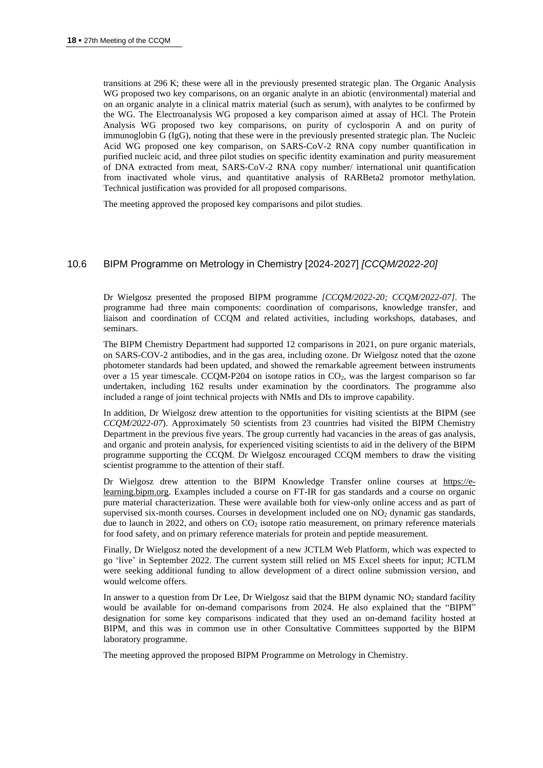transitions at 296 K; these were all in the previously presented strategic plan. The Organic Analysis WG proposed two key comparisons, on an organic analyte in an abiotic (environmental) material and on an organic analyte in a clinical matrix material (such as serum), with analytes to be confirmed by the WG. The Electroanalysis WG proposed a key comparison aimed at assay of HCl. The Protein Analysis WG proposed two key comparisons, on purity of cyclosporin A and on purity of immunoglobin G (IgG), noting that these were in the previously presented strategic plan. The Nucleic Acid WG proposed one key comparison, on SARS-CoV-2 RNA copy number quantification in purified nucleic acid, and three pilot studies on specific identity examination and purity measurement of DNA extracted from meat, SARS-CoV-2 RNA copy number/ international unit quantification from inactivated whole virus, and quantitative analysis of RARBeta2 promotor methylation. Technical justification was provided for all proposed comparisons.

The meeting approved the proposed key comparisons and pilot studies.

## 10.6 BIPM Programme on Metrology in Chemistry [2024-2027] *[CCQM/2022-20]*

Dr Wielgosz presented the proposed BIPM programme *[CCQM/2022-20; CCQM/2022-07]*. The programme had three main components: coordination of comparisons, knowledge transfer, and liaison and coordination of CCQM and related activities, including workshops, databases, and seminars.

The BIPM Chemistry Department had supported 12 comparisons in 2021, on pure organic materials, on SARS-COV-2 antibodies, and in the gas area, including ozone. Dr Wielgosz noted that the ozone photometer standards had been updated, and showed the remarkable agreement between instruments over a 15 year timescale. CCQM-P204 on isotope ratios in $CO_2$, was the largest comparison so far undertaken, including 162 results under examination by the coordinators. The programme also included a range of joint technical projects with NMIs and DIs to improve capability.

In addition, Dr Wielgosz drew attention to the opportunities for visiting scientists at the BIPM (see *CCQM/2022-07*). Approximately 50 scientists from 23 countries had visited the BIPM Chemistry Department in the previous five years. The group currently had vacancies in the areas of gas analysis, and organic and protein analysis, for experienced visiting scientists to aid in the delivery of the BIPM programme supporting the CCQM. Dr Wielgosz encouraged CCQM members to draw the visiting scientist programme to the attention of their staff.

Dr Wielgosz drew attention to the BIPM Knowledge Transfer online courses at https://e-learning.bipm.org. Examples included a course on FT-IR for gas standards and a course on organic pure material characterization. These were available both for view-only online access and as part of supervised six-month courses. Courses in development included one on $NO_2$ dynamic gas standards, due to launch in 2022, and others on $CO_2$ isotope ratio measurement, on primary reference materials for food safety, and on primary reference materials for protein and peptide measurement.

Finally, Dr Wielgosz noted the development of a new JCTLM Web Platform, which was expected to go 'live' in September 2022. The current system still relied on MS Excel sheets for input; JCTLM were seeking additional funding to allow development of a direct online submission version, and would welcome offers.

In answer to a question from Dr Lee, Dr Wielgosz said that the BIPM dynamic $NO_2$ standard facility would be available for on-demand comparisons from 2024. He also explained that the "BIPM" designation for some key comparisons indicated that they used an on-demand facility hosted at BIPM, and this was in common use in other Consultative Committees supported by the BIPM laboratory programme.

The meeting approved the proposed BIPM Programme on Metrology in Chemistry.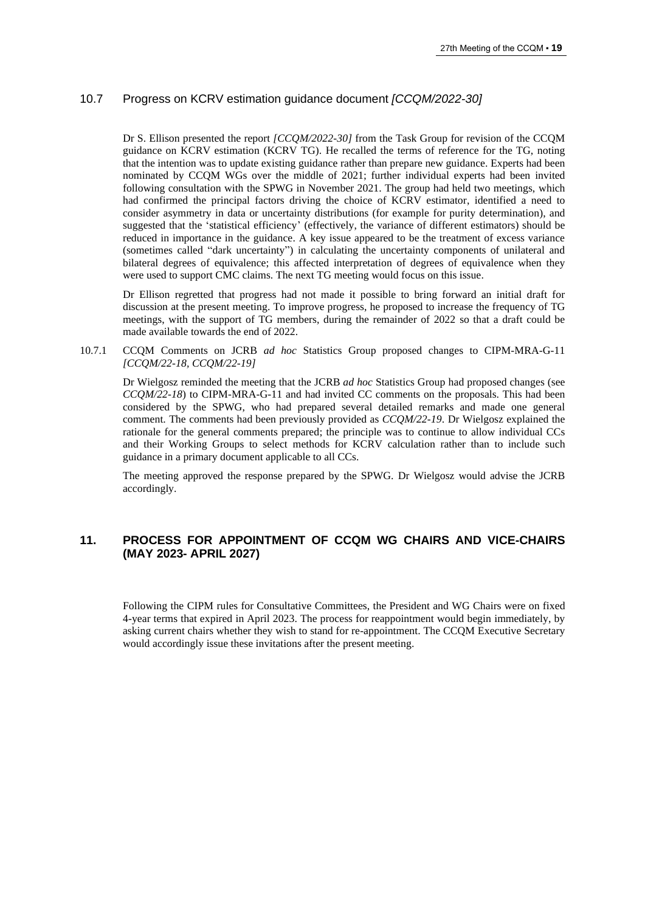### 10.7 Progress on KCRV estimation guidance document *[CCQM/2022-30]*

Dr S. Ellison presented the report *[CCQM/2022-30]* from the Task Group for revision of the CCQM guidance on KCRV estimation (KCRV TG). He recalled the terms of reference for the TG, noting that the intention was to update existing guidance rather than prepare new guidance. Experts had been nominated by CCQM WGs over the middle of 2021; further individual experts had been invited following consultation with the SPWG in November 2021. The group had held two meetings, which had confirmed the principal factors driving the choice of KCRV estimator, identified a need to consider asymmetry in data or uncertainty distributions (for example for purity determination), and suggested that the 'statistical efficiency' (effectively, the variance of different estimators) should be reduced in importance in the guidance. A key issue appeared to be the treatment of excess variance (sometimes called "dark uncertainty") in calculating the uncertainty components of unilateral and bilateral degrees of equivalence; this affected interpretation of degrees of equivalence when they were used to support CMC claims. The next TG meeting would focus on this issue.

Dr Ellison regretted that progress had not made it possible to bring forward an initial draft for discussion at the present meeting. To improve progress, he proposed to increase the frequency of TG meetings, with the support of TG members, during the remainder of 2022 so that a draft could be made available towards the end of 2022.

10.7.1 CCQM Comments on JCRB *ad hoc* Statistics Group proposed changes to CIPM-MRA-G-11 *[CCQM/22-18, CCQM/22-19]*

Dr Wielgosz reminded the meeting that the JCRB *ad hoc* Statistics Group had proposed changes (see *CCQM/22-18*) to CIPM-MRA-G-11 and had invited CC comments on the proposals. This had been considered by the SPWG, who had prepared several detailed remarks and made one general comment. The comments had been previously provided as *CCQM/22-19*. Dr Wielgosz explained the rationale for the general comments prepared; the principle was to continue to allow individual CCs and their Working Groups to select methods for KCRV calculation rather than to include such guidance in a primary document applicable to all CCs.

The meeting approved the response prepared by the SPWG. Dr Wielgosz would advise the JCRB accordingly.

## 11. PROCESS FOR APPOINTMENT OF CCQM WG CHAIRS AND VICE-CHAIRS (MAY 2023- APRIL 2027)

Following the CIPM rules for Consultative Committees, the President and WG Chairs were on fixed 4-year terms that expired in April 2023. The process for reappointment would begin immediately, by asking current chairs whether they wish to stand for re-appointment. The CCQM Executive Secretary would accordingly issue these invitations after the present meeting.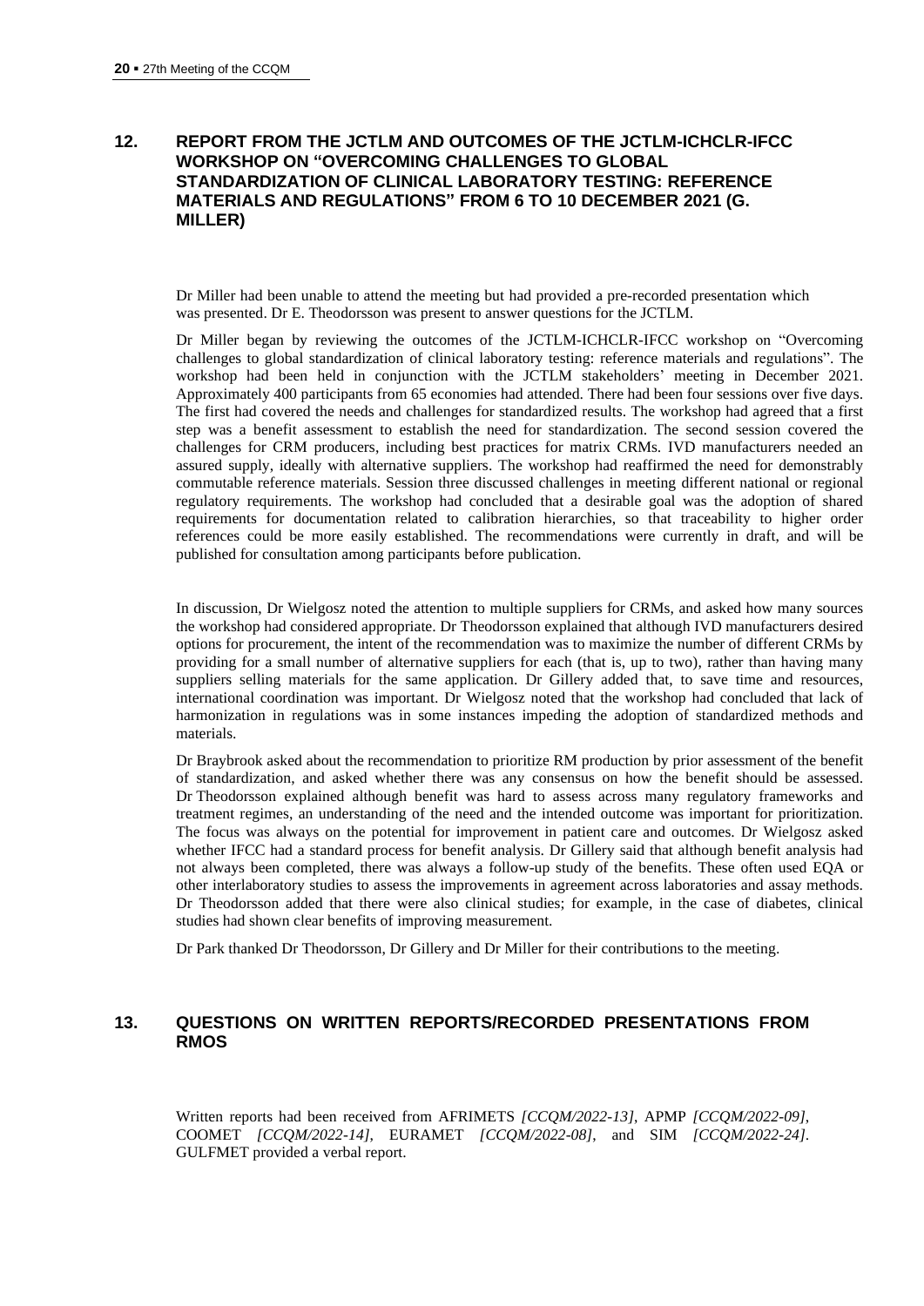## 12. REPORT FROM THE JCTLM AND OUTCOMES OF THE JCTLM-ICHCLR-IFCC WORKSHOP ON "OVERCOMING CHALLENGES TO GLOBAL STANDARDIZATION OF CLINICAL LABORATORY TESTING: REFERENCE MATERIALS AND REGULATIONS" FROM 6 TO 10 DECEMBER 2021 (G. MILLER)

Dr Miller had been unable to attend the meeting but had provided a pre-recorded presentation which was presented. Dr E. Theodorsson was present to answer questions for the JCTLM.

Dr Miller began by reviewing the outcomes of the JCTLM-ICHCLR-IFCC workshop on "Overcoming challenges to global standardization of clinical laboratory testing: reference materials and regulations". The workshop had been held in conjunction with the JCTLM stakeholders' meeting in December 2021. Approximately 400 participants from 65 economies had attended. There had been four sessions over five days. The first had covered the needs and challenges for standardized results. The workshop had agreed that a first step was a benefit assessment to establish the need for standardization. The second session covered the challenges for CRM producers, including best practices for matrix CRMs. IVD manufacturers needed an assured supply, ideally with alternative suppliers. The workshop had reaffirmed the need for demonstrably commutable reference materials. Session three discussed challenges in meeting different national or regional regulatory requirements. The workshop had concluded that a desirable goal was the adoption of shared requirements for documentation related to calibration hierarchies, so that traceability to higher order references could be more easily established. The recommendations were currently in draft, and will be published for consultation among participants before publication.

In discussion, Dr Wielgosz noted the attention to multiple suppliers for CRMs, and asked how many sources the workshop had considered appropriate. Dr Theodorsson explained that although IVD manufacturers desired options for procurement, the intent of the recommendation was to maximize the number of different CRMs by providing for a small number of alternative suppliers for each (that is, up to two), rather than having many suppliers selling materials for the same application. Dr Gillery added that, to save time and resources, international coordination was important. Dr Wielgosz noted that the workshop had concluded that lack of harmonization in regulations was in some instances impeding the adoption of standardized methods and materials.

Dr Braybrook asked about the recommendation to prioritize RM production by prior assessment of the benefit of standardization, and asked whether there was any consensus on how the benefit should be assessed. Dr Theodorsson explained although benefit was hard to assess across many regulatory frameworks and treatment regimes, an understanding of the need and the intended outcome was important for prioritization. The focus was always on the potential for improvement in patient care and outcomes. Dr Wielgosz asked whether IFCC had a standard process for benefit analysis. Dr Gillery said that although benefit analysis had not always been completed, there was always a follow-up study of the benefits. These often used EQA or other interlaboratory studies to assess the improvements in agreement across laboratories and assay methods. Dr Theodorsson added that there were also clinical studies; for example, in the case of diabetes, clinical studies had shown clear benefits of improving measurement.

Dr Park thanked Dr Theodorsson, Dr Gillery and Dr Miller for their contributions to the meeting.

## 13. QUESTIONS ON WRITTEN REPORTS/RECORDED PRESENTATIONS FROM RMOS

Written reports had been received from AFRIMETS *[CCQM/2022-13]*, APMP *[CCQM/2022-09]*, COOMET *[CCQM/2022-14]*, EURAMET *[CCQM/2022-08]*, and SIM *[CCQM/2022-24]*. GULFMET provided a verbal report.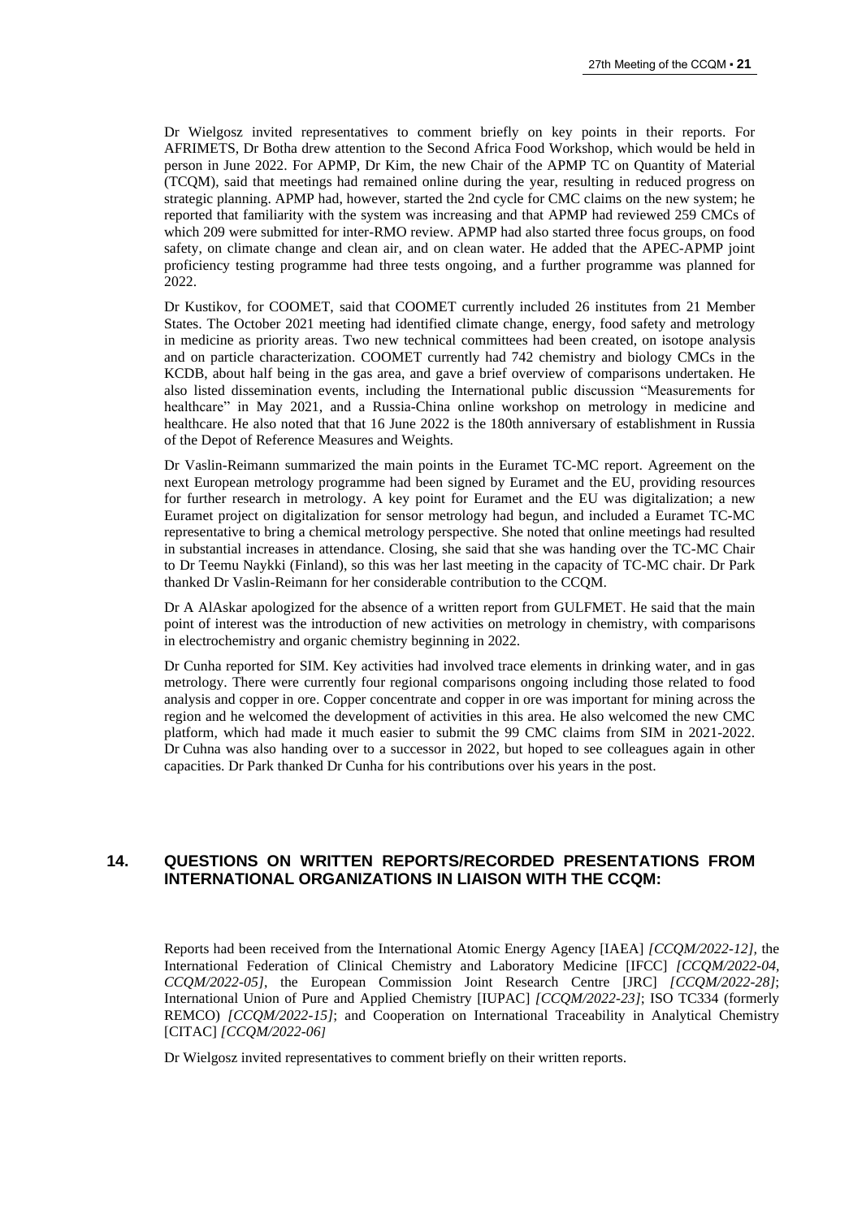Dr Wielgosz invited representatives to comment briefly on key points in their reports. For AFRIMETS, Dr Botha drew attention to the Second Africa Food Workshop, which would be held in person in June 2022. For APMP, Dr Kim, the new Chair of the APMP TC on Quantity of Material (TCQM), said that meetings had remained online during the year, resulting in reduced progress on strategic planning. APMP had, however, started the 2nd cycle for CMC claims on the new system; he reported that familiarity with the system was increasing and that APMP had reviewed 259 CMCs of which 209 were submitted for inter-RMO review. APMP had also started three focus groups, on food safety, on climate change and clean air, and on clean water. He added that the APEC-APMP joint proficiency testing programme had three tests ongoing, and a further programme was planned for 2022.

Dr Kustikov, for COOMET, said that COOMET currently included 26 institutes from 21 Member States. The October 2021 meeting had identified climate change, energy, food safety and metrology in medicine as priority areas. Two new technical committees had been created, on isotope analysis and on particle characterization. COOMET currently had 742 chemistry and biology CMCs in the KCDB, about half being in the gas area, and gave a brief overview of comparisons undertaken. He also listed dissemination events, including the International public discussion "Measurements for healthcare" in May 2021, and a Russia-China online workshop on metrology in medicine and healthcare. He also noted that that 16 June 2022 is the 180th anniversary of establishment in Russia of the Depot of Reference Measures and Weights.

Dr Vaslin-Reimann summarized the main points in the Euramet TC-MC report. Agreement on the next European metrology programme had been signed by Euramet and the EU, providing resources for further research in metrology. A key point for Euramet and the EU was digitalization; a new Euramet project on digitalization for sensor metrology had begun, and included a Euramet TC-MC representative to bring a chemical metrology perspective. She noted that online meetings had resulted in substantial increases in attendance. Closing, she said that she was handing over the TC-MC Chair to Dr Teemu Naykki (Finland), so this was her last meeting in the capacity of TC-MC chair. Dr Park thanked Dr Vaslin-Reimann for her considerable contribution to the CCQM.

Dr A AlAskar apologized for the absence of a written report from GULFMET. He said that the main point of interest was the introduction of new activities on metrology in chemistry, with comparisons in electrochemistry and organic chemistry beginning in 2022.

Dr Cunha reported for SIM. Key activities had involved trace elements in drinking water, and in gas metrology. There were currently four regional comparisons ongoing including those related to food analysis and copper in ore. Copper concentrate and copper in ore was important for mining across the region and he welcomed the development of activities in this area. He also welcomed the new CMC platform, which had made it much easier to submit the 99 CMC claims from SIM in 2021-2022. Dr Cuhna was also handing over to a successor in 2022, but hoped to see colleagues again in other capacities. Dr Park thanked Dr Cunha for his contributions over his years in the post.

## 14. QUESTIONS ON WRITTEN REPORTS/RECORDED PRESENTATIONS FROM INTERNATIONAL ORGANIZATIONS IN LIAISON WITH THE CCQM:

Reports had been received from the International Atomic Energy Agency [IAEA] *[CCQM/2022-12]*, the International Federation of Clinical Chemistry and Laboratory Medicine [IFCC] *[CCQM/2022-04, CCQM/2022-05]*, the European Commission Joint Research Centre [JRC] *[CCQM/2022-28]*; International Union of Pure and Applied Chemistry [IUPAC] *[CCQM/2022-23]*; ISO TC334 (formerly REMCO) *[CCQM/2022-15]*; and Cooperation on International Traceability in Analytical Chemistry [CITAC] *[CCQM/2022-06]*

Dr Wielgosz invited representatives to comment briefly on their written reports.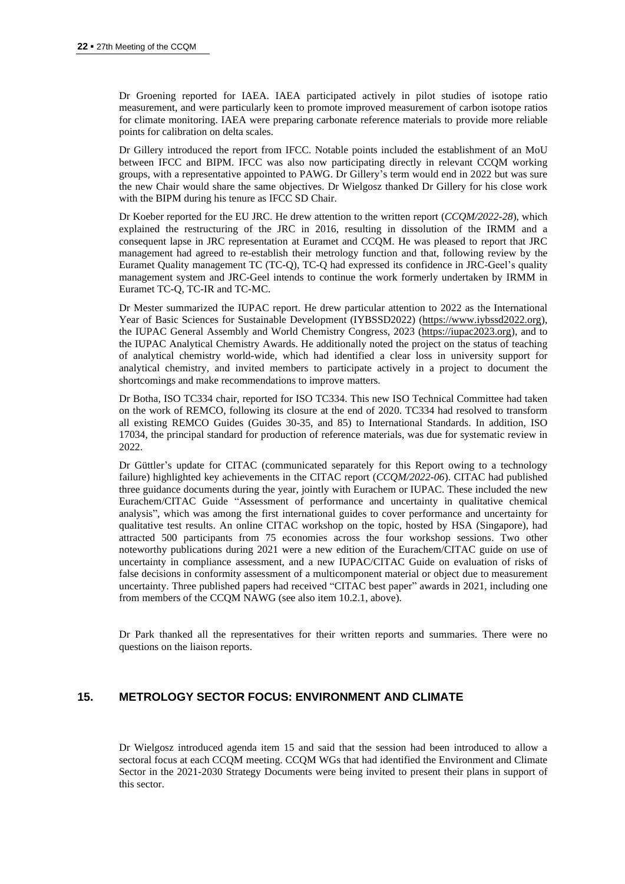Dr Groening reported for IAEA. IAEA participated actively in pilot studies of isotope ratio measurement, and were particularly keen to promote improved measurement of carbon isotope ratios for climate monitoring. IAEA were preparing carbonate reference materials to provide more reliable points for calibration on delta scales.

Dr Gillery introduced the report from IFCC. Notable points included the establishment of an MoU between IFCC and BIPM. IFCC was also now participating directly in relevant CCQM working groups, with a representative appointed to PAWG. Dr Gillery's term would end in 2022 but was sure the new Chair would share the same objectives. Dr Wielgosz thanked Dr Gillery for his close work with the BIPM during his tenure as IFCC SD Chair.

Dr Koeber reported for the EU JRC. He drew attention to the written report (*CCQM/2022-28*), which explained the restructuring of the JRC in 2016, resulting in dissolution of the IRMM and a consequent lapse in JRC representation at Euramet and CCQM. He was pleased to report that JRC management had agreed to re-establish their metrology function and that, following review by the Euramet Quality management TC (TC-Q), TC-Q had expressed its confidence in JRC-Geel's quality management system and JRC-Geel intends to continue the work formerly undertaken by IRMM in Euramet TC-Q, TC-IR and TC-MC.

Dr Mester summarized the IUPAC report. He drew particular attention to 2022 as the International Year of Basic Sciences for Sustainable Development (IYBSSD2022) (https://www.iybssd2022.org), the IUPAC General Assembly and World Chemistry Congress, 2023 (https://iupac2023.org), and to the IUPAC Analytical Chemistry Awards. He additionally noted the project on the status of teaching of analytical chemistry world-wide, which had identified a clear loss in university support for analytical chemistry, and invited members to participate actively in a project to document the shortcomings and make recommendations to improve matters.

Dr Botha, ISO TC334 chair, reported for ISO TC334. This new ISO Technical Committee had taken on the work of REMCO, following its closure at the end of 2020. TC334 had resolved to transform all existing REMCO Guides (Guides 30-35, and 85) to International Standards. In addition, ISO 17034, the principal standard for production of reference materials, was due for systematic review in 2022.

Dr Güttler's update for CITAC (communicated separately for this Report owing to a technology failure) highlighted key achievements in the CITAC report (*CCQM/2022-06*). CITAC had published three guidance documents during the year, jointly with Eurachem or IUPAC. These included the new Eurachem/CITAC Guide "Assessment of performance and uncertainty in qualitative chemical analysis", which was among the first international guides to cover performance and uncertainty for qualitative test results. An online CITAC workshop on the topic, hosted by HSA (Singapore), had attracted 500 participants from 75 economies across the four workshop sessions. Two other noteworthy publications during 2021 were a new edition of the Eurachem/CITAC guide on use of uncertainty in compliance assessment, and a new IUPAC/CITAC Guide on evaluation of risks of false decisions in conformity assessment of a multicomponent material or object due to measurement uncertainty. Three published papers had received "CITAC best paper" awards in 2021, including one from members of the CCQM NAWG (see also item 10.2.1, above).

Dr Park thanked all the representatives for their written reports and summaries. There were no questions on the liaison reports.

## 15. METROLOGY SECTOR FOCUS: ENVIRONMENT AND CLIMATE

Dr Wielgosz introduced agenda item 15 and said that the session had been introduced to allow a sectoral focus at each CCQM meeting. CCQM WGs that had identified the Environment and Climate Sector in the 2021-2030 Strategy Documents were being invited to present their plans in support of this sector.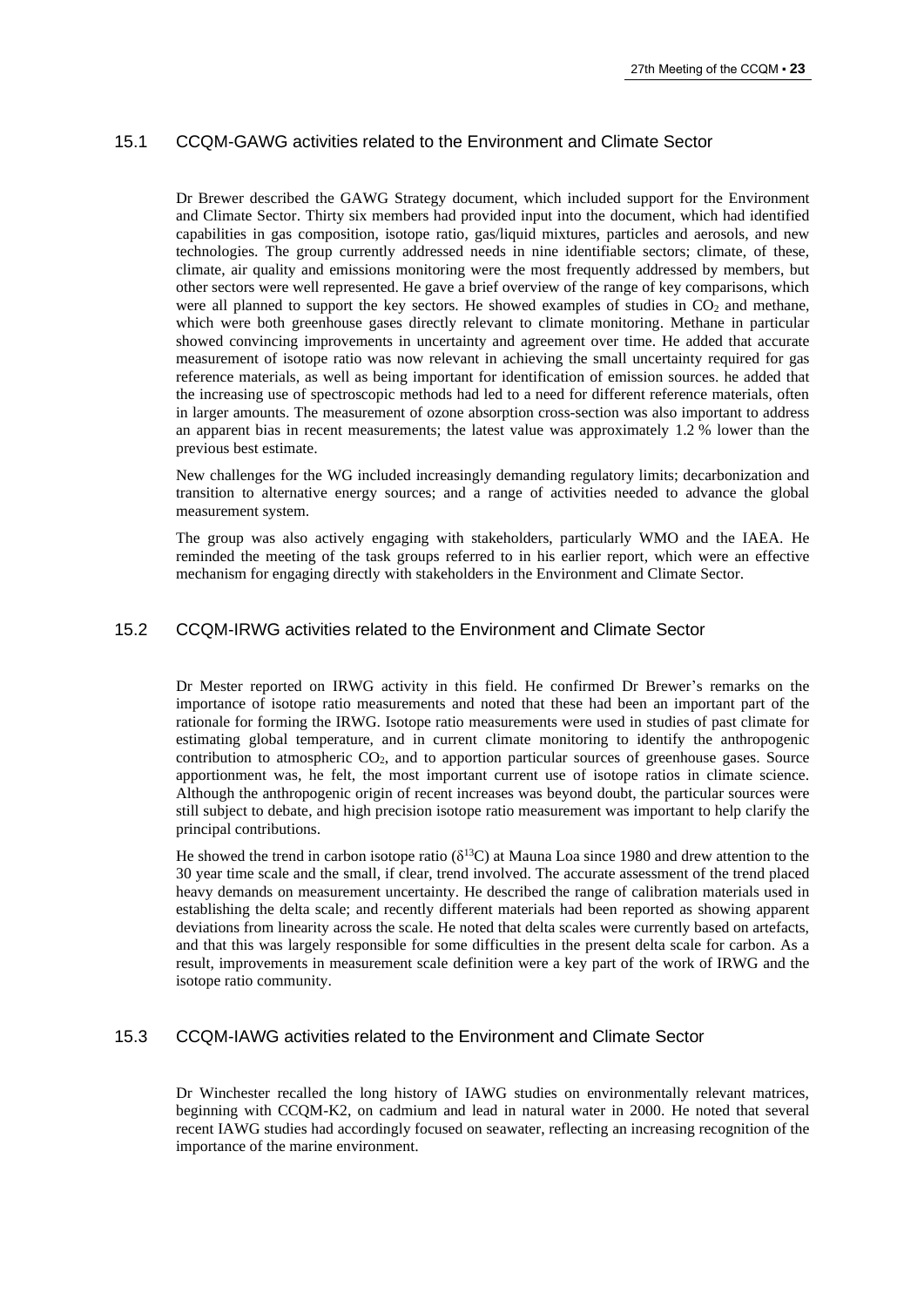### 15.1 CCQM-GAWG activities related to the Environment and Climate Sector

Dr Brewer described the GAWG Strategy document, which included support for the Environment and Climate Sector. Thirty six members had provided input into the document, which had identified capabilities in gas composition, isotope ratio, gas/liquid mixtures, particles and aerosols, and new technologies. The group currently addressed needs in nine identifiable sectors; climate, of these, climate, air quality and emissions monitoring were the most frequently addressed by members, but other sectors were well represented. He gave a brief overview of the range of key comparisons, which were all planned to support the key sectors. He showed examples of studies in $CO_2$ and methane, which were both greenhouse gases directly relevant to climate monitoring. Methane in particular showed convincing improvements in uncertainty and agreement over time. He added that accurate measurement of isotope ratio was now relevant in achieving the small uncertainty required for gas reference materials, as well as being important for identification of emission sources. he added that the increasing use of spectroscopic methods had led to a need for different reference materials, often in larger amounts. The measurement of ozone absorption cross-section was also important to address an apparent bias in recent measurements; the latest value was approximately 1.2 % lower than the previous best estimate.

New challenges for the WG included increasingly demanding regulatory limits; decarbonization and transition to alternative energy sources; and a range of activities needed to advance the global measurement system.

The group was also actively engaging with stakeholders, particularly WMO and the IAEA. He reminded the meeting of the task groups referred to in his earlier report, which were an effective mechanism for engaging directly with stakeholders in the Environment and Climate Sector.

### 15.2 CCQM-IRWG activities related to the Environment and Climate Sector

Dr Mester reported on IRWG activity in this field. He confirmed Dr Brewer's remarks on the importance of isotope ratio measurements and noted that these had been an important part of the rationale for forming the IRWG. Isotope ratio measurements were used in studies of past climate for estimating global temperature, and in current climate monitoring to identify the anthropogenic contribution to atmospheric $CO_2$, and to apportion particular sources of greenhouse gases. Source apportionment was, he felt, the most important current use of isotope ratios in climate science. Although the anthropogenic origin of recent increases was beyond doubt, the particular sources were still subject to debate, and high precision isotope ratio measurement was important to help clarify the principal contributions.

He showed the trend in carbon isotope ratio ($\delta^{13}C$) at Mauna Loa since 1980 and drew attention to the 30 year time scale and the small, if clear, trend involved. The accurate assessment of the trend placed heavy demands on measurement uncertainty. He described the range of calibration materials used in establishing the delta scale; and recently different materials had been reported as showing apparent deviations from linearity across the scale. He noted that delta scales were currently based on artefacts, and that this was largely responsible for some difficulties in the present delta scale for carbon. As a result, improvements in measurement scale definition were a key part of the work of IRWG and the isotope ratio community.

### 15.3 CCQM-IAWG activities related to the Environment and Climate Sector

Dr Winchester recalled the long history of IAWG studies on environmentally relevant matrices, beginning with CCQM-K2, on cadmium and lead in natural water in 2000. He noted that several recent IAWG studies had accordingly focused on seawater, reflecting an increasing recognition of the importance of the marine environment.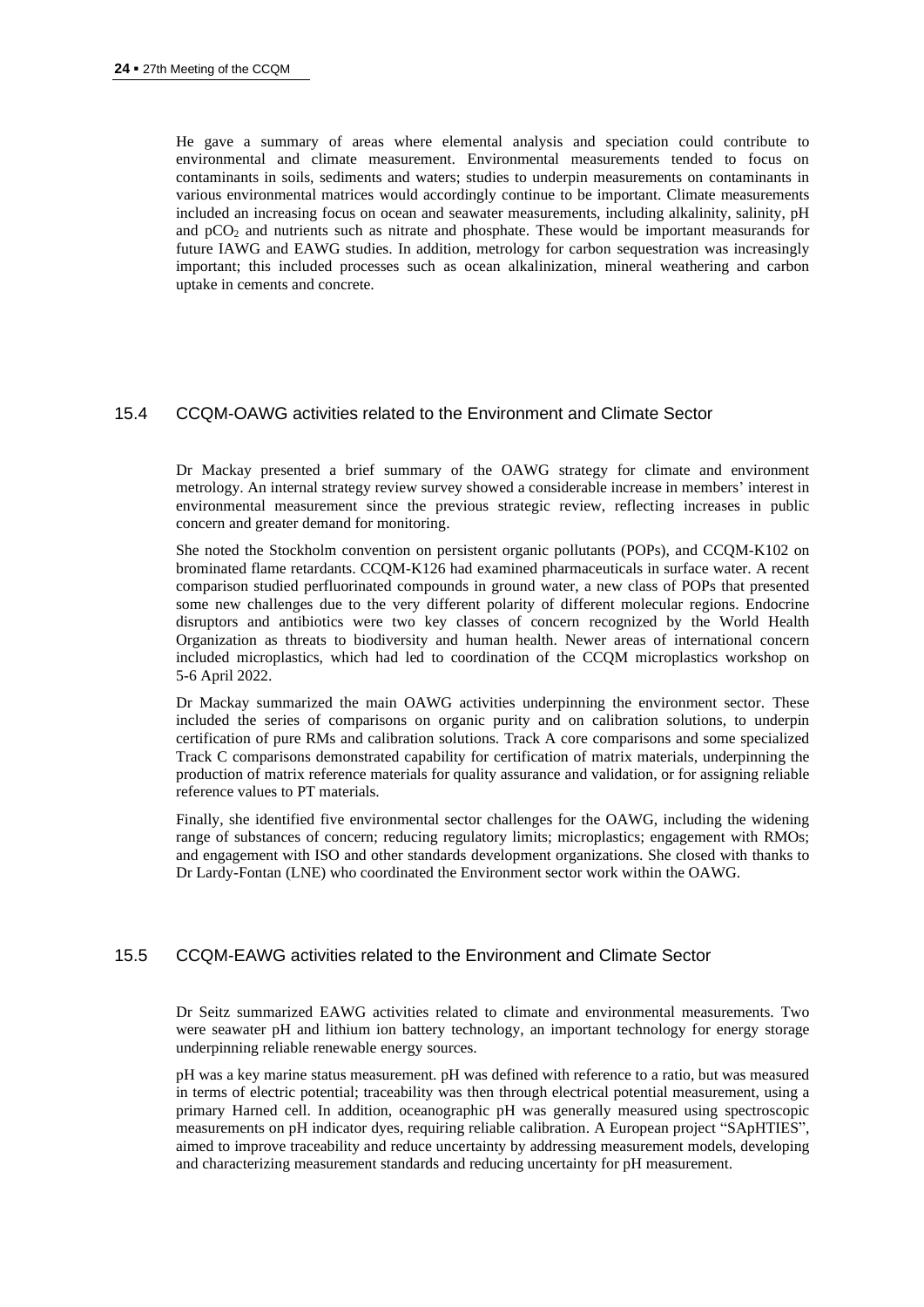He gave a summary of areas where elemental analysis and speciation could contribute to environmental and climate measurement. Environmental measurements tended to focus on contaminants in soils, sediments and waters; studies to underpin measurements on contaminants in various environmental matrices would accordingly continue to be important. Climate measurements included an increasing focus on ocean and seawater measurements, including alkalinity, salinity, pH and $pCO_2$ and nutrients such as nitrate and phosphate. These would be important measurands for future IAWG and EAWG studies. In addition, metrology for carbon sequestration was increasingly important; this included processes such as ocean alkalinization, mineral weathering and carbon uptake in cements and concrete.

## 15.4 CCQM-OAWG activities related to the Environment and Climate Sector

Dr Mackay presented a brief summary of the OAWG strategy for climate and environment metrology. An internal strategy review survey showed a considerable increase in members' interest in environmental measurement since the previous strategic review, reflecting increases in public concern and greater demand for monitoring.

She noted the Stockholm convention on persistent organic pollutants (POPs), and CCQM-K102 on brominated flame retardants. CCQM-K126 had examined pharmaceuticals in surface water. A recent comparison studied perfluorinated compounds in ground water, a new class of POPs that presented some new challenges due to the very different polarity of different molecular regions. Endocrine disruptors and antibiotics were two key classes of concern recognized by the World Health Organization as threats to biodiversity and human health. Newer areas of international concern included microplastics, which had led to coordination of the CCQM microplastics workshop on 5-6 April 2022.

Dr Mackay summarized the main OAWG activities underpinning the environment sector. These included the series of comparisons on organic purity and on calibration solutions, to underpin certification of pure RMs and calibration solutions. Track A core comparisons and some specialized Track C comparisons demonstrated capability for certification of matrix materials, underpinning the production of matrix reference materials for quality assurance and validation, or for assigning reliable reference values to PT materials.

Finally, she identified five environmental sector challenges for the OAWG, including the widening range of substances of concern; reducing regulatory limits; microplastics; engagement with RMOs; and engagement with ISO and other standards development organizations. She closed with thanks to Dr Lardy-Fontan (LNE) who coordinated the Environment sector work within the OAWG.

## 15.5 CCQM-EAWG activities related to the Environment and Climate Sector

Dr Seitz summarized EAWG activities related to climate and environmental measurements. Two were seawater pH and lithium ion battery technology, an important technology for energy storage underpinning reliable renewable energy sources.

pH was a key marine status measurement. pH was defined with reference to a ratio, but was measured in terms of electric potential; traceability was then through electrical potential measurement, using a primary Harned cell. In addition, oceanographic pH was generally measured using spectroscopic measurements on pH indicator dyes, requiring reliable calibration. A European project "SApHTIES", aimed to improve traceability and reduce uncertainty by addressing measurement models, developing and characterizing measurement standards and reducing uncertainty for pH measurement.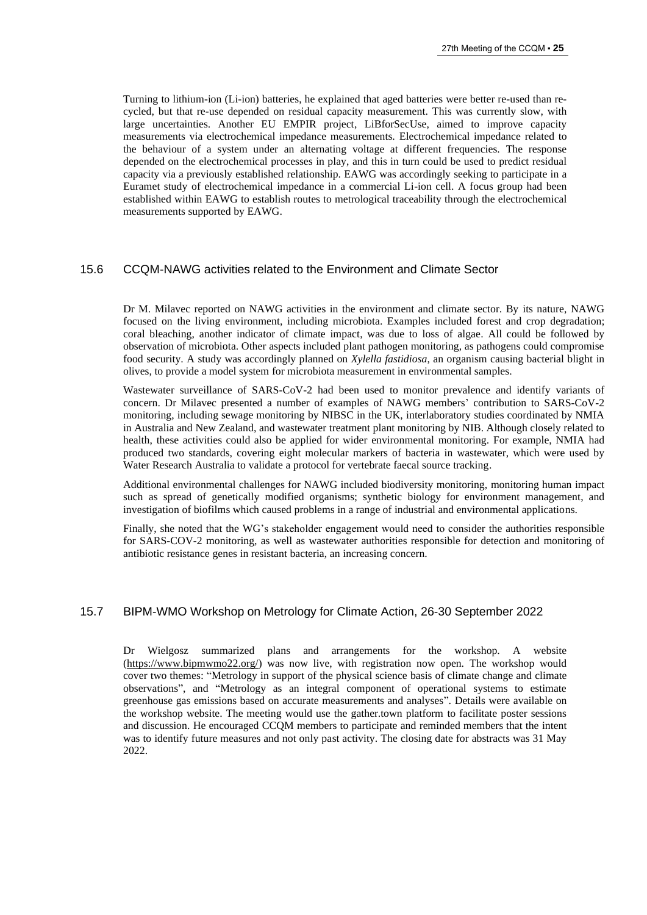Turning to lithium-ion (Li-ion) batteries, he explained that aged batteries were better re-used than re-cycled, but that re-use depended on residual capacity measurement. This was currently slow, with large uncertainties. Another EU EMPIR project, LiBforSecUse, aimed to improve capacity measurements via electrochemical impedance measurements. Electrochemical impedance related to the behaviour of a system under an alternating voltage at different frequencies. The response depended on the electrochemical processes in play, and this in turn could be used to predict residual capacity via a previously established relationship. EAWG was accordingly seeking to participate in a Euramet study of electrochemical impedance in a commercial Li-ion cell. A focus group had been established within EAWG to establish routes to metrological traceability through the electrochemical measurements supported by EAWG.

## 15.6 CCQM-NAWG activities related to the Environment and Climate Sector

Dr M. Milavec reported on NAWG activities in the environment and climate sector. By its nature, NAWG focused on the living environment, including microbiota. Examples included forest and crop degradation; coral bleaching, another indicator of climate impact, was due to loss of algae. All could be followed by observation of microbiota. Other aspects included plant pathogen monitoring, as pathogens could compromise food security. A study was accordingly planned on *Xylella fastidiosa*, an organism causing bacterial blight in olives, to provide a model system for microbiota measurement in environmental samples.

Wastewater surveillance of SARS-CoV-2 had been used to monitor prevalence and identify variants of concern. Dr Milavec presented a number of examples of NAWG members' contribution to SARS-CoV-2 monitoring, including sewage monitoring by NIBSC in the UK, interlaboratory studies coordinated by NMIA in Australia and New Zealand, and wastewater treatment plant monitoring by NIB. Although closely related to health, these activities could also be applied for wider environmental monitoring. For example, NMIA had produced two standards, covering eight molecular markers of bacteria in wastewater, which were used by Water Research Australia to validate a protocol for vertebrate faecal source tracking.

Additional environmental challenges for NAWG included biodiversity monitoring, monitoring human impact such as spread of genetically modified organisms; synthetic biology for environment management, and investigation of biofilms which caused problems in a range of industrial and environmental applications.

Finally, she noted that the WG's stakeholder engagement would need to consider the authorities responsible for SARS-COV-2 monitoring, as well as wastewater authorities responsible for detection and monitoring of antibiotic resistance genes in resistant bacteria, an increasing concern.

## 15.7 BIPM-WMO Workshop on Metrology for Climate Action, 26-30 September 2022

Dr Wielgosz summarized plans and arrangements for the workshop. A website (https://www.bipmwmo22.org/) was now live, with registration now open. The workshop would cover two themes: "Metrology in support of the physical science basis of climate change and climate observations", and "Metrology as an integral component of operational systems to estimate greenhouse gas emissions based on accurate measurements and analyses". Details were available on the workshop website. The meeting would use the gather.town platform to facilitate poster sessions and discussion. He encouraged CCQM members to participate and reminded members that the intent was to identify future measures and not only past activity. The closing date for abstracts was 31 May 2022.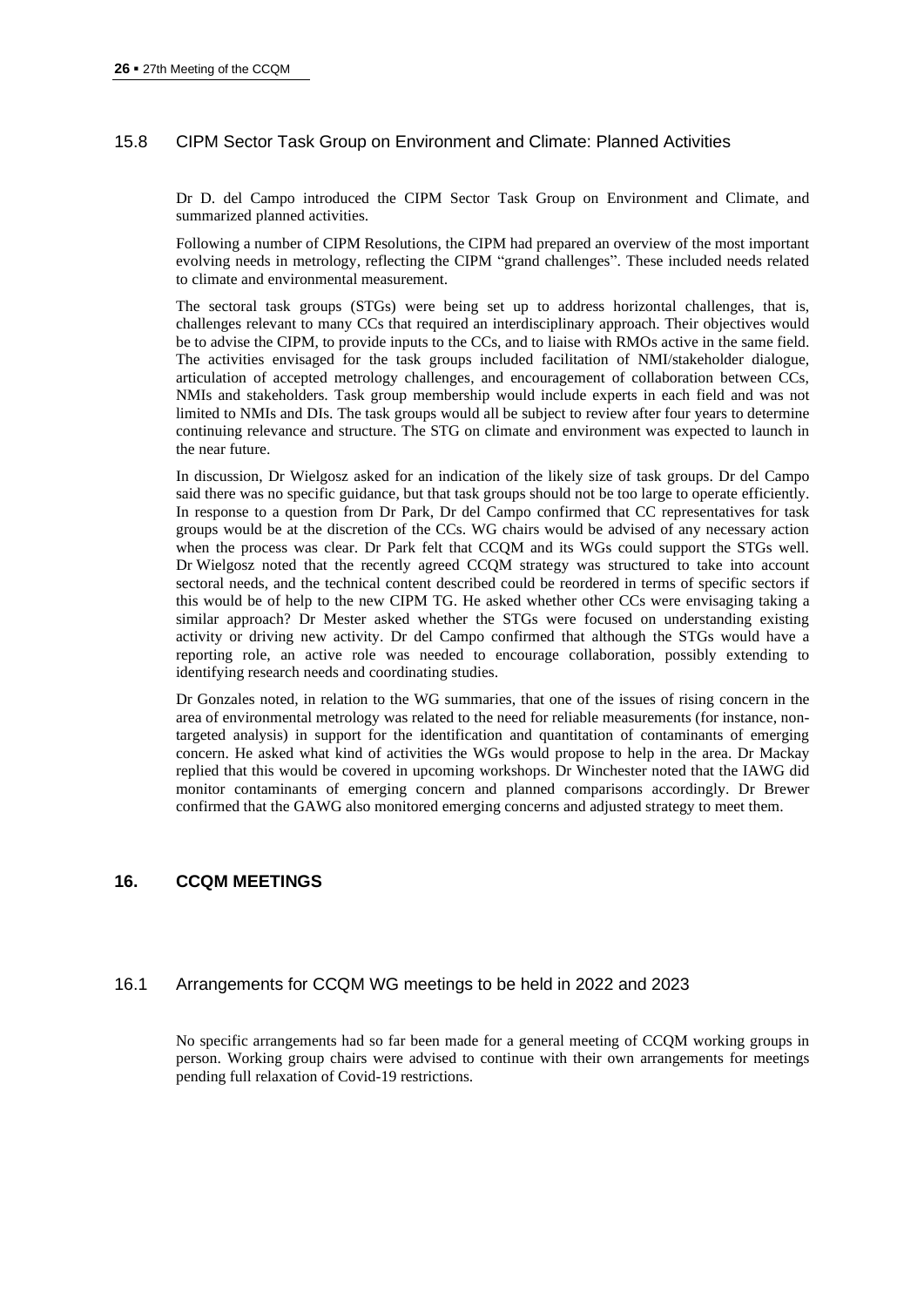### 15.8 CIPM Sector Task Group on Environment and Climate: Planned Activities

Dr D. del Campo introduced the CIPM Sector Task Group on Environment and Climate, and summarized planned activities.

Following a number of CIPM Resolutions, the CIPM had prepared an overview of the most important evolving needs in metrology, reflecting the CIPM "grand challenges". These included needs related to climate and environmental measurement.

The sectoral task groups (STGs) were being set up to address horizontal challenges, that is, challenges relevant to many CCs that required an interdisciplinary approach. Their objectives would be to advise the CIPM, to provide inputs to the CCs, and to liaise with RMOs active in the same field. The activities envisaged for the task groups included facilitation of NMI/stakeholder dialogue, articulation of accepted metrology challenges, and encouragement of collaboration between CCs, NMIs and stakeholders. Task group membership would include experts in each field and was not limited to NMIs and DIs. The task groups would all be subject to review after four years to determine continuing relevance and structure. The STG on climate and environment was expected to launch in the near future.

In discussion, Dr Wielgosz asked for an indication of the likely size of task groups. Dr del Campo said there was no specific guidance, but that task groups should not be too large to operate efficiently. In response to a question from Dr Park, Dr del Campo confirmed that CC representatives for task groups would be at the discretion of the CCs. WG chairs would be advised of any necessary action when the process was clear. Dr Park felt that CCQM and its WGs could support the STGs well. Dr Wielgosz noted that the recently agreed CCQM strategy was structured to take into account sectoral needs, and the technical content described could be reordered in terms of specific sectors if this would be of help to the new CIPM TG. He asked whether other CCs were envisaging taking a similar approach? Dr Mester asked whether the STGs were focused on understanding existing activity or driving new activity. Dr del Campo confirmed that although the STGs would have a reporting role, an active role was needed to encourage collaboration, possibly extending to identifying research needs and coordinating studies.

Dr Gonzales noted, in relation to the WG summaries, that one of the issues of rising concern in the area of environmental metrology was related to the need for reliable measurements (for instance, non-targeted analysis) in support for the identification and quantitation of contaminants of emerging concern. He asked what kind of activities the WGs would propose to help in the area. Dr Mackay replied that this would be covered in upcoming workshops. Dr Winchester noted that the IAWG did monitor contaminants of emerging concern and planned comparisons accordingly. Dr Brewer confirmed that the GAWG also monitored emerging concerns and adjusted strategy to meet them.

## 16. CCQM MEETINGS

### 16.1 Arrangements for CCQM WG meetings to be held in 2022 and 2023

No specific arrangements had so far been made for a general meeting of CCQM working groups in person. Working group chairs were advised to continue with their own arrangements for meetings pending full relaxation of Covid-19 restrictions.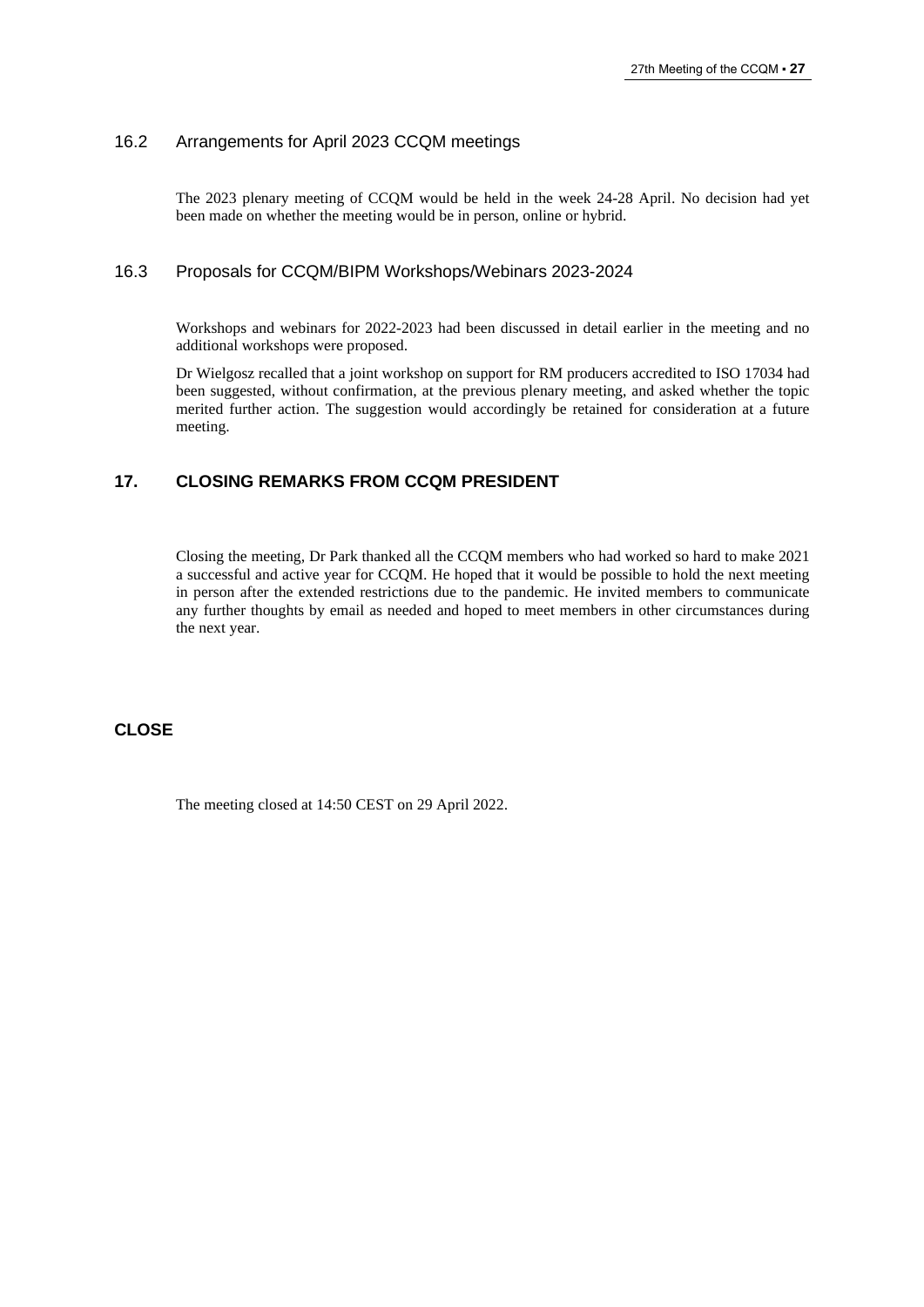### 16.2 Arrangements for April 2023 CCQM meetings

The 2023 plenary meeting of CCQM would be held in the week 24-28 April. No decision had yet been made on whether the meeting would be in person, online or hybrid.

### 16.3 Proposals for CCQM/BIPM Workshops/Webinars 2023-2024

Workshops and webinars for 2022-2023 had been discussed in detail earlier in the meeting and no additional workshops were proposed.

Dr Wielgosz recalled that a joint workshop on support for RM producers accredited to ISO 17034 had been suggested, without confirmation, at the previous plenary meeting, and asked whether the topic merited further action. The suggestion would accordingly be retained for consideration at a future meeting.

## 17. CLOSING REMARKS FROM CCQM PRESIDENT

Closing the meeting, Dr Park thanked all the CCQM members who had worked so hard to make 2021 a successful and active year for CCQM. He hoped that it would be possible to hold the next meeting in person after the extended restrictions due to the pandemic. He invited members to communicate any further thoughts by email as needed and hoped to meet members in other circumstances during the next year.

## CLOSE

The meeting closed at 14:50 CEST on 29 April 2022.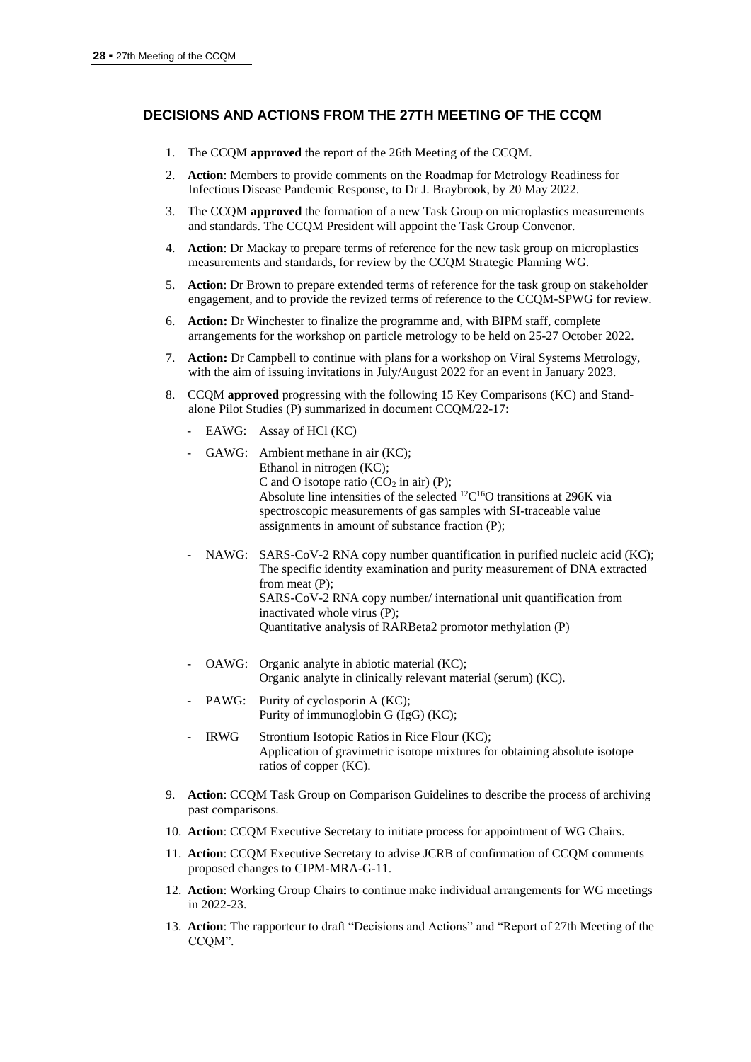## DECISIONS AND ACTIONS FROM THE 27TH MEETING OF THE CCQM

1. The CCQM **approved** the report of the 26th Meeting of the CCQM.
2. **Action**: Members to provide comments on the Roadmap for Metrology Readiness for Infectious Disease Pandemic Response, to Dr J. Braybrook, by 20 May 2022.
3. The CCQM **approved** the formation of a new Task Group on microplastics measurements and standards. The CCQM President will appoint the Task Group Convenor.
4. **Action**: Dr Mackay to prepare terms of reference for the new task group on microplastics measurements and standards, for review by the CCQM Strategic Planning WG.
5. **Action**: Dr Brown to prepare extended terms of reference for the task group on stakeholder engagement, and to provide the revized terms of reference to the CCQM-SPWG for review.
6. **Action:** Dr Winchester to finalize the programme and, with BIPM staff, complete arrangements for the workshop on particle metrology to be held on 25-27 October 2022.
7. **Action:** Dr Campbell to continue with plans for a workshop on Viral Systems Metrology, with the aim of issuing invitations in July/August 2022 for an event in January 2023.
8. CCQM **approved** progressing with the following 15 Key Comparisons (KC) and Stand-alone Pilot Studies (P) summarized in document CCQM/22-17:
   - EAWG: Assay of HCl (KC)
   - GAWG: Ambient methane in air (KC);
     Ethanol in nitrogen (KC);
     C and O isotope ratio ($CO_2$ in air) (P);
     Absolute line intensities of the selected $^{12}C^{16}O$ transitions at 296K via spectroscopic measurements of gas samples with SI-traceable value assignments in amount of substance fraction (P);
   - NAWG: SARS-CoV-2 RNA copy number quantification in purified nucleic acid (KC);
     The specific identity examination and purity measurement of DNA extracted from meat (P);
     SARS-CoV-2 RNA copy number/ international unit quantification from inactivated whole virus (P);
     Quantitative analysis of RARBeta2 promotor methylation (P)
   - OAWG: Organic analyte in abiotic material (KC);
     Organic analyte in clinically relevant material (serum) (KC).
   - PAWG: Purity of cyclosporin A (KC);
     Purity of immunoglobin G (IgG) (KC);
   - IRWG Strontium Isotopic Ratios in Rice Flour (KC);
     Application of gravimetric isotope mixtures for obtaining absolute isotope ratios of copper (KC).
9. **Action**: CCQM Task Group on Comparison Guidelines to describe the process of archiving past comparisons.
10. **Action**: CCQM Executive Secretary to initiate process for appointment of WG Chairs.
11. **Action**: CCQM Executive Secretary to advise JCRB of confirmation of CCQM comments proposed changes to CIPM-MRA-G-11.
12. **Action**: Working Group Chairs to continue make individual arrangements for WG meetings in 2022-23.
13. **Action**: The rapporteur to draft "Decisions and Actions" and "Report of 27th Meeting of the CCQM".